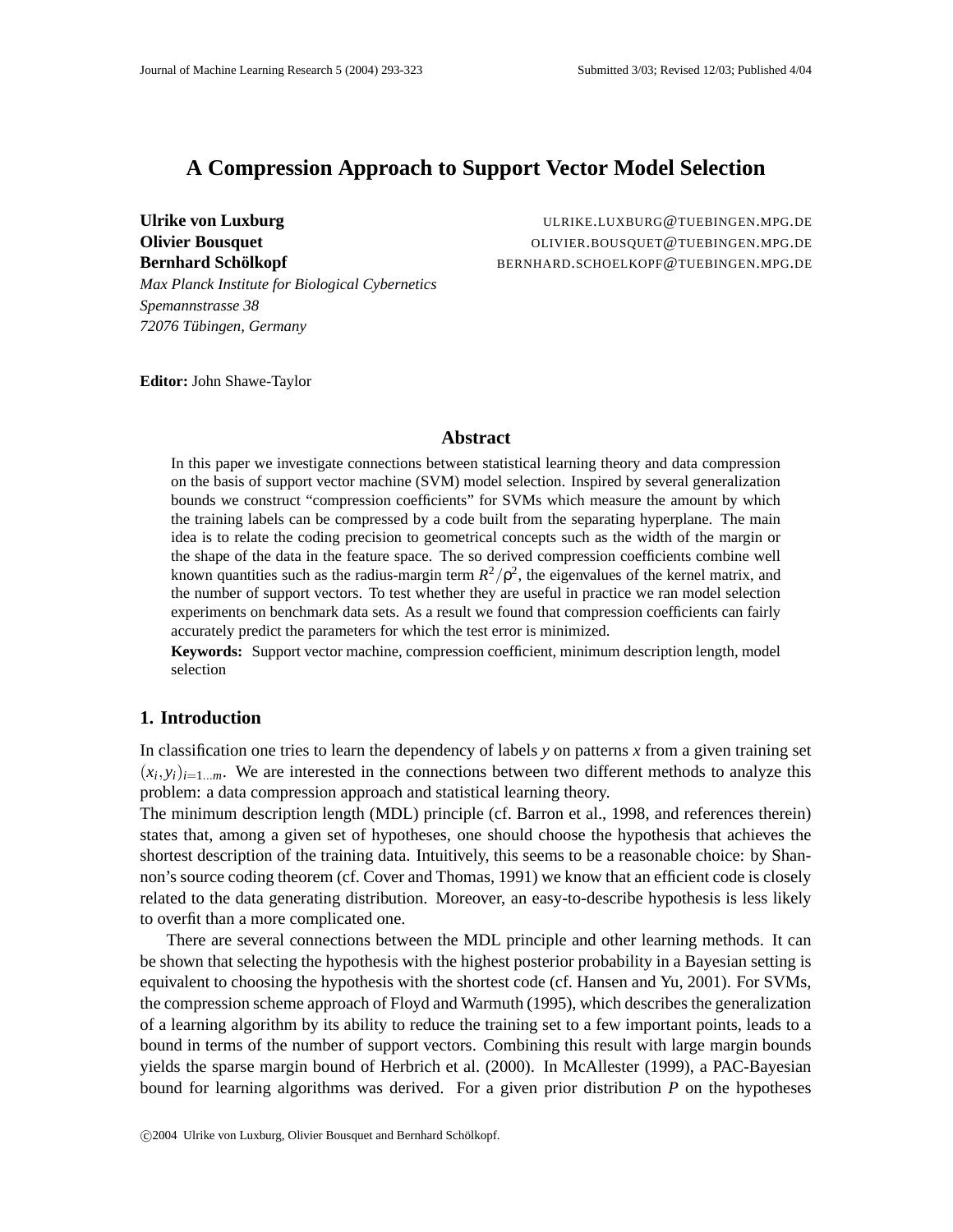# A Compression Approach to Support Vector Model Selection

**Ulrike von Luxburg** ULRIKE.LUXBURG@TUEBINGEN.MPG.DE
**Olivier Bousquet** OLIVIER.BOUSQUET@TUEBINGEN.MPG.DE
**Bernhard Schölkopf** BERNHARD.SCHOELKOPF@TUEBINGEN.MPG.DE
*Max Planck Institute for Biological Cybernetics*
*Spemannstrasse 38*
*72076 Tübingen, Germany*

**Editor:** John Shawe-Taylor

## Abstract

In this paper we investigate connections between statistical learning theory and data compression on the basis of support vector machine (SVM) model selection. Inspired by several generalization bounds we construct "compression coefficients" for SVMs which measure the amount by which the training labels can be compressed by a code built from the separating hyperplane. The main idea is to relate the coding precision to geometrical concepts such as the width of the margin or the shape of the data in the feature space. The so derived compression coefficients combine well known quantities such as the radius-margin term $R^2/\rho^2$, the eigenvalues of the kernel matrix, and the number of support vectors. To test whether they are useful in practice we ran model selection experiments on benchmark data sets. As a result we found that compression coefficients can fairly accurately predict the parameters for which the test error is minimized.

**Keywords:** Support vector machine, compression coefficient, minimum description length, model selection

## 1. Introduction

In classification one tries to learn the dependency of labels $y$ on patterns $x$ from a given training set $(x_i, y_i)_{i=1...m}$. We are interested in the connections between two different methods to analyze this problem: a data compression approach and statistical learning theory.
The minimum description length (MDL) principle (cf. Barron et al., 1998, and references therein) states that, among a given set of hypotheses, one should choose the hypothesis that achieves the shortest description of the training data. Intuitively, this seems to be a reasonable choice: by Shannon's source coding theorem (cf. Cover and Thomas, 1991) we know that an efficient code is closely related to the data generating distribution. Moreover, an easy-to-describe hypothesis is less likely to overfit than a more complicated one.

There are several connections between the MDL principle and other learning methods. It can be shown that selecting the hypothesis with the highest posterior probability in a Bayesian setting is equivalent to choosing the hypothesis with the shortest code (cf. Hansen and Yu, 2001). For SVMs, the compression scheme approach of Floyd and Warmuth (1995), which describes the generalization of a learning algorithm by its ability to reduce the training set to a few important points, leads to a bound in terms of the number of support vectors. Combining this result with large margin bounds yields the sparse margin bound of Herbrich et al. (2000). In McAllester (1999), a PAC-Bayesian bound for learning algorithms was derived. For a given prior distribution $P$ on the hypotheses

©2004 Ulrike von Luxburg, Olivier Bousquet and Bernhard Schölkopf.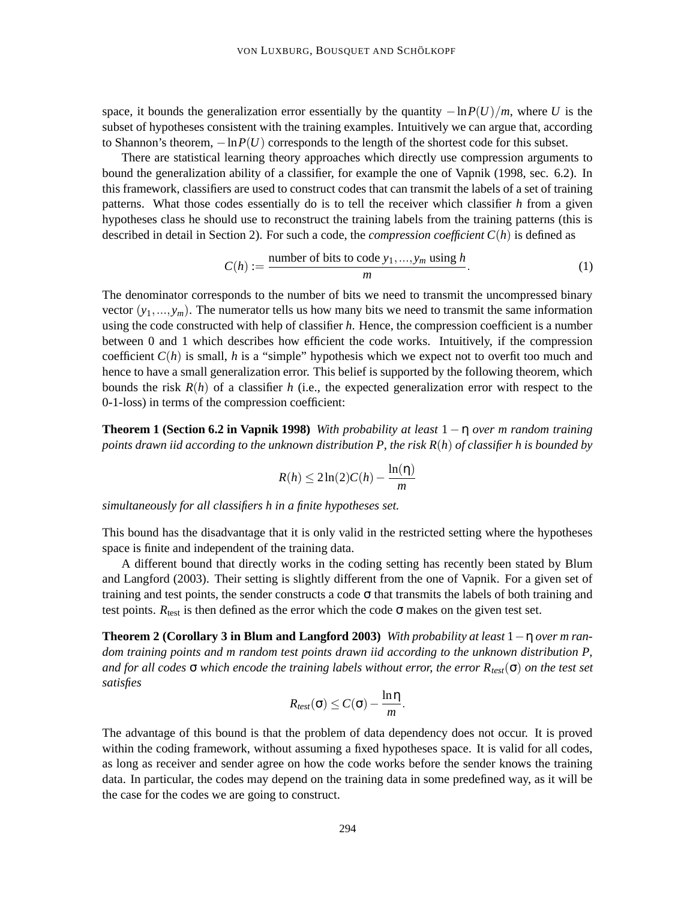space, it bounds the generalization error essentially by the quantity $-\ln P(U)/m$, where $U$ is the subset of hypotheses consistent with the training examples. Intuitively we can argue that, according to Shannon's theorem, $-\ln P(U)$ corresponds to the length of the shortest code for this subset.

There are statistical learning theory approaches which directly use compression arguments to bound the generalization ability of a classifier, for example the one of Vapnik (1998, sec. 6.2). In this framework, classifiers are used to construct codes that can transmit the labels of a set of training patterns. What those codes essentially do is to tell the receiver which classifier $h$ from a given hypotheses class he should use to reconstruct the training labels from the training patterns (this is described in detail in Section 2). For such a code, the *compression coefficient* $C(h)$ is defined as

$$C(h) := \frac{\text{number of bits to code } y_1, ..., y_m \text{ using } h}{m}. \tag{1}$$

The denominator corresponds to the number of bits we need to transmit the uncompressed binary vector $(y_1, ..., y_m)$. The numerator tells us how many bits we need to transmit the same information using the code constructed with help of classifier $h$. Hence, the compression coefficient is a number between 0 and 1 which describes how efficient the code works. Intuitively, if the compression coefficient $C(h)$ is small, $h$ is a "simple" hypothesis which we expect not to overfit too much and hence to have a small generalization error. This belief is supported by the following theorem, which bounds the risk $R(h)$ of a classifier $h$ (i.e., the expected generalization error with respect to the 0-1-loss) in terms of the compression coefficient:

**Theorem 1 (Section 6.2 in Vapnik 1998)** *With probability at least* $1-\eta$ *over m random training points drawn iid according to the unknown distribution P, the risk* $R(h)$ *of classifier h is bounded by*

$$R(h) \leq 2\ln(2)C(h) - \frac{\ln(\eta)}{m}$$

*simultaneously for all classifiers h in a finite hypotheses set.*

This bound has the disadvantage that it is only valid in the restricted setting where the hypotheses space is finite and independent of the training data.

A different bound that directly works in the coding setting has recently been stated by Blum and Langford (2003). Their setting is slightly different from the one of Vapnik. For a given set of training and test points, the sender constructs a code $\sigma$ that transmits the labels of both training and test points. $R_{\text{test}}$ is then defined as the error which the code $\sigma$ makes on the given test set.

**Theorem 2 (Corollary 3 in Blum and Langford 2003)** *With probability at least* $1-\eta$ *over m random training points and m random test points drawn iid according to the unknown distribution P, and for all codes* $\sigma$ *which encode the training labels without error, the error* $R_{test}(\sigma)$ *on the test set satisfies*

$$R_{test}(\sigma) \leq C(\sigma) - \frac{\ln \eta}{m}.$$

The advantage of this bound is that the problem of data dependency does not occur. It is proved within the coding framework, without assuming a fixed hypotheses space. It is valid for all codes, as long as receiver and sender agree on how the code works before the sender knows the training data. In particular, the codes may depend on the training data in some predefined way, as it will be the case for the codes we are going to construct.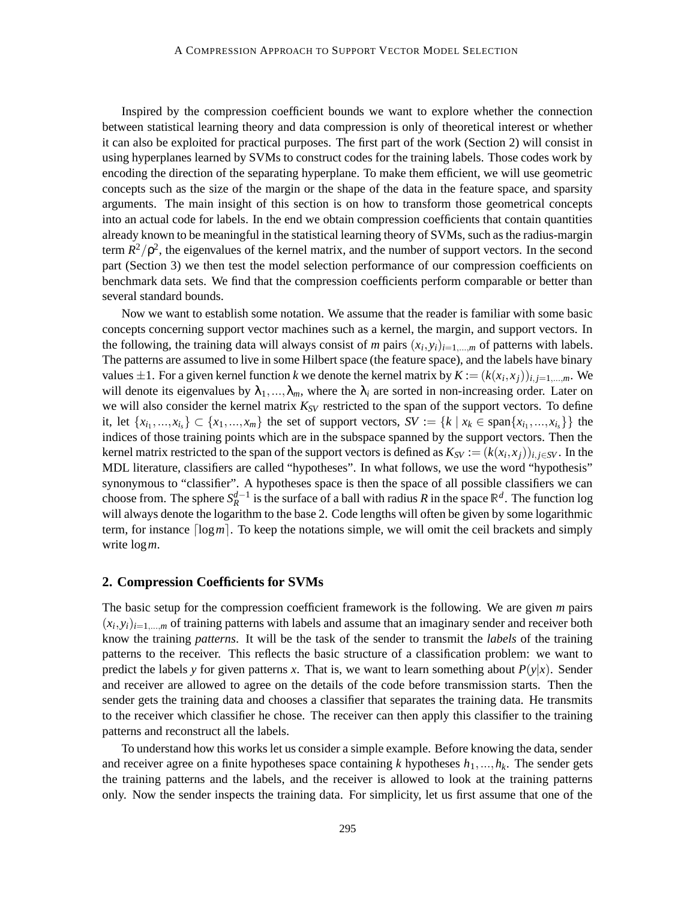Inspired by the compression coefficient bounds we want to explore whether the connection between statistical learning theory and data compression is only of theoretical interest or whether it can also be exploited for practical purposes. The first part of the work (Section 2) will consist in using hyperplanes learned by SVMs to construct codes for the training labels. Those codes work by encoding the direction of the separating hyperplane. To make them efficient, we will use geometric concepts such as the size of the margin or the shape of the data in the feature space, and sparsity arguments. The main insight of this section is on how to transform those geometrical concepts into an actual code for labels. In the end we obtain compression coefficients that contain quantities already known to be meaningful in the statistical learning theory of SVMs, such as the radius-margin term $R^2/\rho^2$, the eigenvalues of the kernel matrix, and the number of support vectors. In the second part (Section 3) we then test the model selection performance of our compression coefficients on benchmark data sets. We find that the compression coefficients perform comparable or better than several standard bounds.

Now we want to establish some notation. We assume that the reader is familiar with some basic concepts concerning support vector machines such as a kernel, the margin, and support vectors. In the following, the training data will always consist of $m$ pairs $(x_i, y_i)_{i=1,...,m}$ of patterns with labels. The patterns are assumed to live in some Hilbert space (the feature space), and the labels have binary values $\pm 1$. For a given kernel function $k$ we denote the kernel matrix by $K := (k(x_i, x_j))_{i,j=1,...,m}$. We will denote its eigenvalues by $\lambda_1, ..., \lambda_m$, where the $\lambda_i$ are sorted in non-increasing order. Later on we will also consider the kernel matrix $K_{SV}$ restricted to the span of the support vectors. To define it, let $\{x_{i_1}, ..., x_{i_s}\} \subset \{x_1, ..., x_m\}$ the set of support vectors, $SV := \{k \mid x_k \in \text{span}\{x_{i_1}, ..., x_{i_s}\}\}$ the indices of those training points which are in the subspace spanned by the support vectors. Then the kernel matrix restricted to the span of the support vectors is defined as $K_{SV} := (k(x_i, x_j))_{i,j \in SV}$. In the MDL literature, classifiers are called "hypotheses". In what follows, we use the word "hypothesis" synonymous to "classifier". A hypotheses space is then the space of all possible classifiers we can choose from. The sphere $S_R^{d-1}$ is the surface of a ball with radius $R$ in the space $\mathbb{R}^d$. The function log will always denote the logarithm to the base 2. Code lengths will often be given by some logarithmic term, for instance $\lceil \log m \rceil$. To keep the notations simple, we will omit the ceil brackets and simply write $\log m$.

## 2. Compression Coefficients for SVMs

The basic setup for the compression coefficient framework is the following. We are given $m$ pairs $(x_i, y_i)_{i=1,...,m}$ of training patterns with labels and assume that an imaginary sender and receiver both know the training *patterns*. It will be the task of the sender to transmit the *labels* of the training patterns to the receiver. This reflects the basic structure of a classification problem: we want to predict the labels $y$ for given patterns $x$. That is, we want to learn something about $P(y|x)$. Sender and receiver are allowed to agree on the details of the code before transmission starts. Then the sender gets the training data and chooses a classifier that separates the training data. He transmits to the receiver which classifier he chose. The receiver can then apply this classifier to the training patterns and reconstruct all the labels.

To understand how this works let us consider a simple example. Before knowing the data, sender and receiver agree on a finite hypotheses space containing $k$ hypotheses $h_1, ..., h_k$. The sender gets the training patterns and the labels, and the receiver is allowed to look at the training patterns only. Now the sender inspects the training data. For simplicity, let us first assume that one of the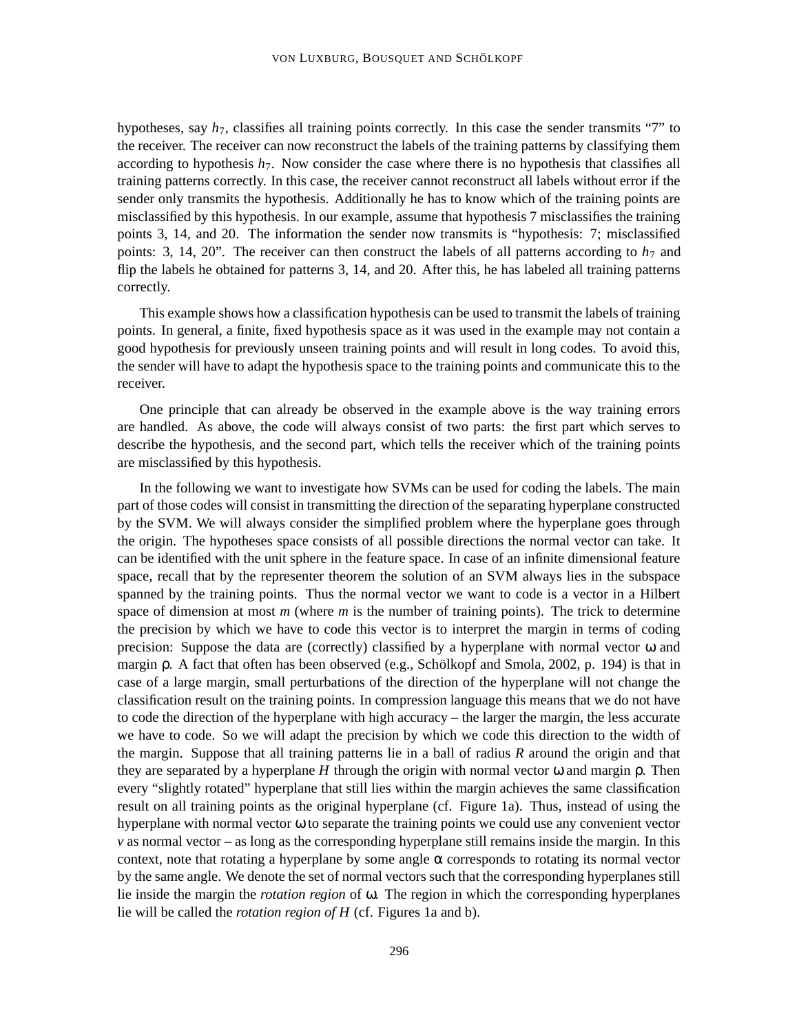hypotheses, say $h_7$, classifies all training points correctly. In this case the sender transmits "7" to the receiver. The receiver can now reconstruct the labels of the training patterns by classifying them according to hypothesis $h_7$. Now consider the case where there is no hypothesis that classifies all training patterns correctly. In this case, the receiver cannot reconstruct all labels without error if the sender only transmits the hypothesis. Additionally he has to know which of the training points are misclassified by this hypothesis. In our example, assume that hypothesis 7 misclassifies the training points 3, 14, and 20. The information the sender now transmits is "hypothesis: 7; misclassified points: 3, 14, 20". The receiver can then construct the labels of all patterns according to $h_7$ and flip the labels he obtained for patterns 3, 14, and 20. After this, he has labeled all training patterns correctly.

This example shows how a classification hypothesis can be used to transmit the labels of training points. In general, a finite, fixed hypothesis space as it was used in the example may not contain a good hypothesis for previously unseen training points and will result in long codes. To avoid this, the sender will have to adapt the hypothesis space to the training points and communicate this to the receiver.

One principle that can already be observed in the example above is the way training errors are handled. As above, the code will always consist of two parts: the first part which serves to describe the hypothesis, and the second part, which tells the receiver which of the training points are misclassified by this hypothesis.

In the following we want to investigate how SVMs can be used for coding the labels. The main part of those codes will consist in transmitting the direction of the separating hyperplane constructed by the SVM. We will always consider the simplified problem where the hyperplane goes through the origin. The hypotheses space consists of all possible directions the normal vector can take. It can be identified with the unit sphere in the feature space. In case of an infinite dimensional feature space, recall that by the representer theorem the solution of an SVM always lies in the subspace spanned by the training points. Thus the normal vector we want to code is a vector in a Hilbert space of dimension at most $m$ (where $m$ is the number of training points). The trick to determine the precision by which we have to code this vector is to interpret the margin in terms of coding precision: Suppose the data are (correctly) classified by a hyperplane with normal vector $\omega$ and margin $\rho$. A fact that often has been observed (e.g., Schölkopf and Smola, 2002, p. 194) is that in case of a large margin, small perturbations of the direction of the hyperplane will not change the classification result on the training points. In compression language this means that we do not have to code the direction of the hyperplane with high accuracy – the larger the margin, the less accurate we have to code. So we will adapt the precision by which we code this direction to the width of the margin. Suppose that all training patterns lie in a ball of radius $R$ around the origin and that they are separated by a hyperplane $H$ through the origin with normal vector $\omega$ and margin $\rho$. Then every "slightly rotated" hyperplane that still lies within the margin achieves the same classification result on all training points as the original hyperplane (cf. Figure 1a). Thus, instead of using the hyperplane with normal vector $\omega$ to separate the training points we could use any convenient vector $v$ as normal vector – as long as the corresponding hyperplane still remains inside the margin. In this context, note that rotating a hyperplane by some angle $\alpha$ corresponds to rotating its normal vector by the same angle. We denote the set of normal vectors such that the corresponding hyperplanes still lie inside the margin the *rotation region* of $\omega$. The region in which the corresponding hyperplanes lie will be called the *rotation region of H* (cf. Figures 1a and b).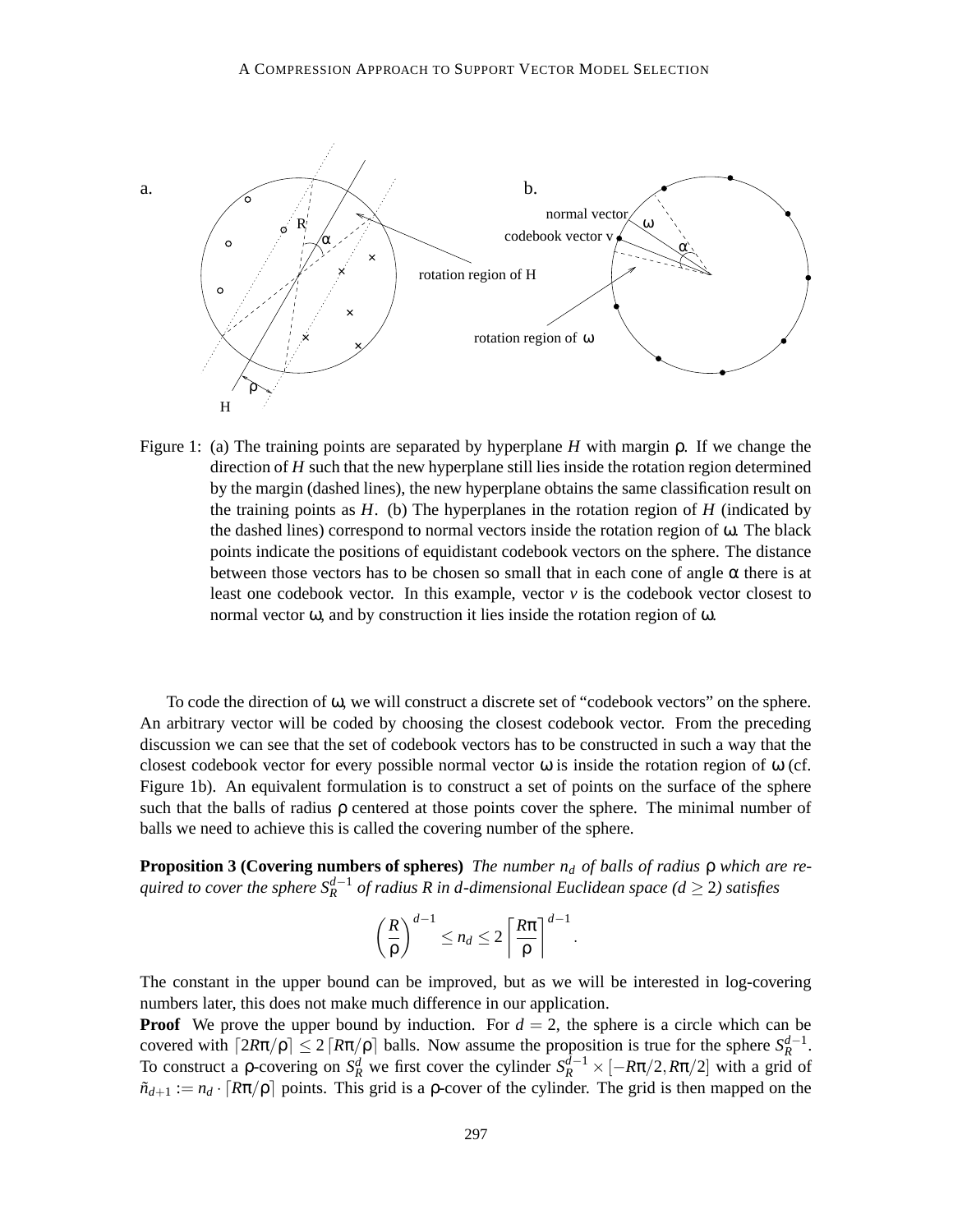Figure 1: (a) The training points are separated by hyperplane $H$ with margin $\rho$. If we change the direction of $H$ such that the new hyperplane still lies inside the rotation region determined by the margin (dashed lines), the new hyperplane obtains the same classification result on the training points as $H$. (b) The hyperplanes in the rotation region of $H$ (indicated by the dashed lines) correspond to normal vectors inside the rotation region of $\omega$. The black points indicate the positions of equidistant codebook vectors on the sphere. The distance between those vectors has to be chosen so small that in each cone of angle $\alpha$ there is at least one codebook vector. In this example, vector $v$ is the codebook vector closest to normal vector $\omega$, and by construction it lies inside the rotation region of $\omega$.

To code the direction of $\omega$, we will construct a discrete set of "codebook vectors" on the sphere. An arbitrary vector will be coded by choosing the closest codebook vector. From the preceding discussion we can see that the set of codebook vectors has to be constructed in such a way that the closest codebook vector for every possible normal vector $\omega$ is inside the rotation region of $\omega$ (cf. Figure 1b). An equivalent formulation is to construct a set of points on the surface of the sphere such that the balls of radius $\rho$ centered at those points cover the sphere. The minimal number of balls we need to achieve this is called the covering number of the sphere.

**Proposition 3 (Covering numbers of spheres)** *The number $n_d$ of balls of radius $\rho$ which are required to cover the sphere $S_R^{d-1}$ of radius $R$ in $d$-dimensional Euclidean space ($d \geq 2$) satisfies*

$$\left(\frac{R}{\rho}\right)^{d-1} \leq n_d \leq 2\left\lceil\frac{R\pi}{\rho}\right\rceil^{d-1}.$$

The constant in the upper bound can be improved, but as we will be interested in log-covering numbers later, this does not make much difference in our application.

**Proof** We prove the upper bound by induction. For $d = 2$, the sphere is a circle which can be covered with $\lceil 2R\pi/\rho \rceil \leq 2\lceil R\pi/\rho \rceil$ balls. Now assume the proposition is true for the sphere $S_R^{d-1}$. To construct a $\rho$-covering on $S_R^d$ we first cover the cylinder $S_R^{d-1} \times [-R\pi/2, R\pi/2]$ with a grid of $\tilde{n}_{d+1} := n_d \cdot \lceil R\pi/\rho \rceil$ points. This grid is a $\rho$-cover of the cylinder. The grid is then mapped on the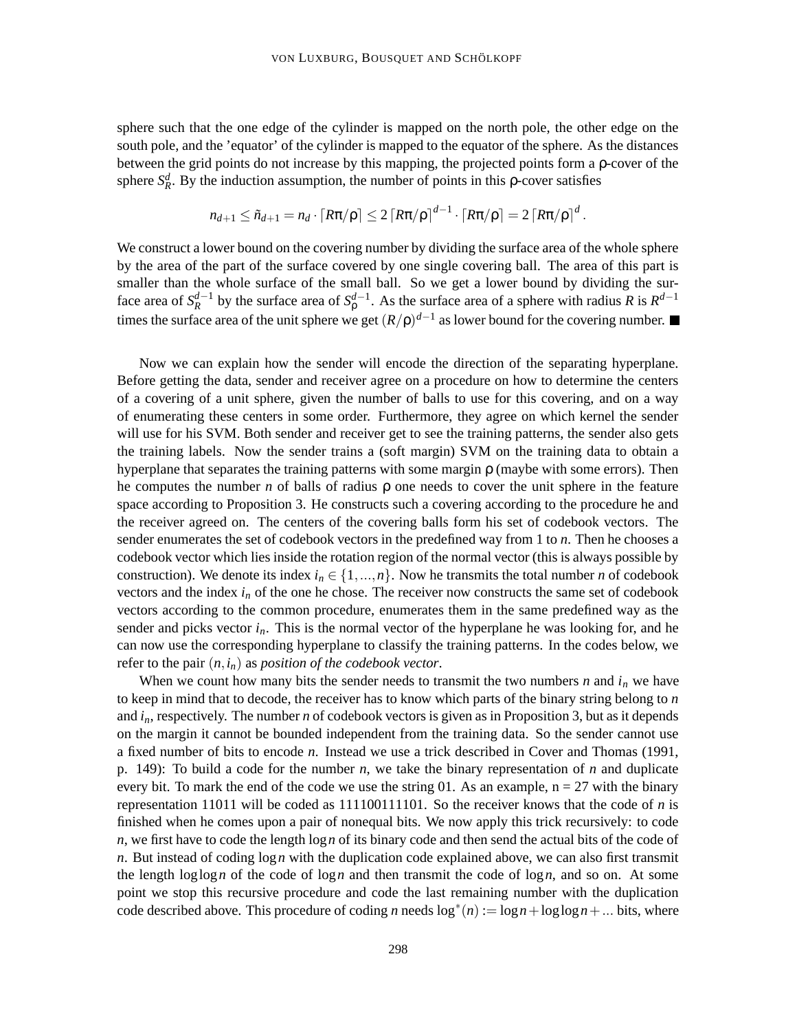sphere such that the one edge of the cylinder is mapped on the north pole, the other edge on the south pole, and the 'equator' of the cylinder is mapped to the equator of the sphere. As the distances between the grid points do not increase by this mapping, the projected points form a $\rho$-cover of the sphere $S_R^d$. By the induction assumption, the number of points in this $\rho$-cover satisfies

$$n_{d+1} \leq \tilde{n}_{d+1} = n_d \cdot \lceil R\pi/\rho \rceil \leq 2 \lceil R\pi/\rho \rceil^{d-1} \cdot \lceil R\pi/\rho \rceil = 2 \lceil R\pi/\rho \rceil^d .$$

We construct a lower bound on the covering number by dividing the surface area of the whole sphere by the area of the part of the surface covered by one single covering ball. The area of this part is smaller than the whole surface of the small ball. So we get a lower bound by dividing the surface area of $S_R^{d-1}$ by the surface area of $S_\rho^{d-1}$. As the surface area of a sphere with radius $R$ is $R^{d-1}$ times the surface area of the unit sphere we get $(R/\rho)^{d-1}$ as lower bound for the covering number. ■

Now we can explain how the sender will encode the direction of the separating hyperplane. Before getting the data, sender and receiver agree on a procedure on how to determine the centers of a covering of a unit sphere, given the number of balls to use for this covering, and on a way of enumerating these centers in some order. Furthermore, they agree on which kernel the sender will use for his SVM. Both sender and receiver get to see the training patterns, the sender also gets the training labels. Now the sender trains a (soft margin) SVM on the training data to obtain a hyperplane that separates the training patterns with some margin $\rho$ (maybe with some errors). Then he computes the number $n$ of balls of radius $\rho$ one needs to cover the unit sphere in the feature space according to Proposition 3. He constructs such a covering according to the procedure he and the receiver agreed on. The centers of the covering balls form his set of codebook vectors. The sender enumerates the set of codebook vectors in the predefined way from 1 to $n$. Then he chooses a codebook vector which lies inside the rotation region of the normal vector (this is always possible by construction). We denote its index $i_n \in \{1,...,n\}$. Now he transmits the total number $n$ of codebook vectors and the index $i_n$ of the one he chose. The receiver now constructs the same set of codebook vectors according to the common procedure, enumerates them in the same predefined way as the sender and picks vector $i_n$. This is the normal vector of the hyperplane he was looking for, and he can now use the corresponding hyperplane to classify the training patterns. In the codes below, we refer to the pair $(n, i_n)$ as *position of the codebook vector*.

When we count how many bits the sender needs to transmit the two numbers $n$ and $i_n$ we have to keep in mind that to decode, the receiver has to know which parts of the binary string belong to $n$ and $i_n$, respectively. The number $n$ of codebook vectors is given as in Proposition 3, but as it depends on the margin it cannot be bounded independent from the training data. So the sender cannot use a fixed number of bits to encode $n$. Instead we use a trick described in Cover and Thomas (1991, p. 149): To build a code for the number $n$, we take the binary representation of $n$ and duplicate every bit. To mark the end of the code we use the string 01. As an example, n = 27 with the binary representation 11011 will be coded as 111100111101. So the receiver knows that the code of $n$ is finished when he comes upon a pair of nonequal bits. We now apply this trick recursively: to code $n$, we first have to code the length $\log n$ of its binary code and then send the actual bits of the code of $n$. But instead of coding $\log n$ with the duplication code explained above, we can also first transmit the length $\log \log n$ of the code of $\log n$ and then transmit the code of $\log n$, and so on. At some point we stop this recursive procedure and code the last remaining number with the duplication code described above. This procedure of coding $n$ needs $\log^*(n) := \log n + \log\log n + ...$ bits, where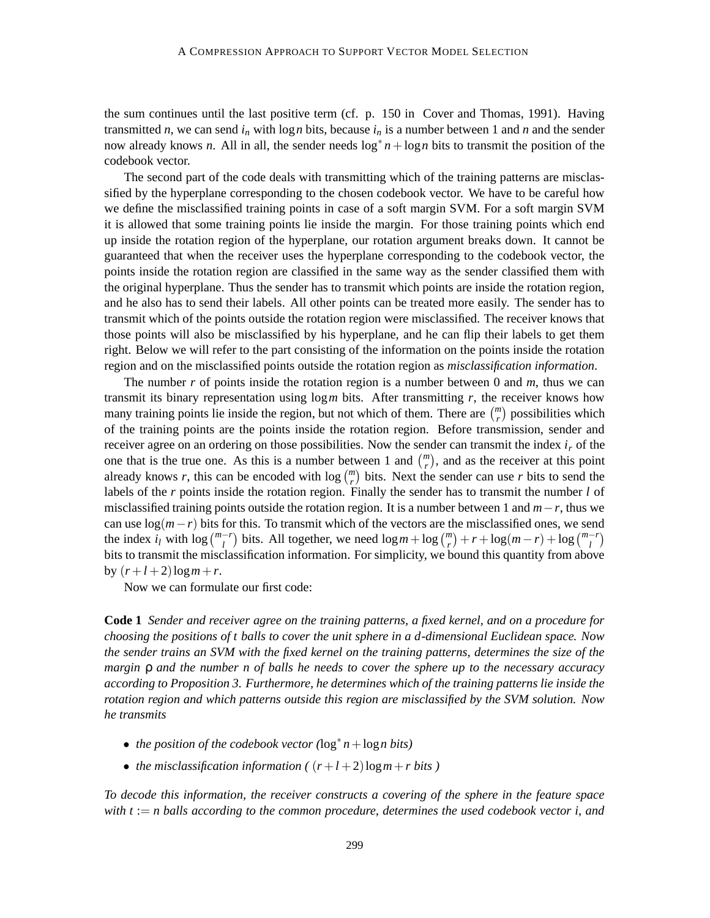the sum continues until the last positive term (cf. p. 150 in Cover and Thomas, 1991). Having transmitted $n$, we can send $i_n$ with $\log n$ bits, because $i_n$ is a number between 1 and $n$ and the sender now already knows $n$. All in all, the sender needs $\log^* n + \log n$ bits to transmit the position of the codebook vector.

The second part of the code deals with transmitting which of the training patterns are misclassified by the hyperplane corresponding to the chosen codebook vector. We have to be careful how we define the misclassified training points in case of a soft margin SVM. For a soft margin SVM it is allowed that some training points lie inside the margin. For those training points which end up inside the rotation region of the hyperplane, our rotation argument breaks down. It cannot be guaranteed that when the receiver uses the hyperplane corresponding to the codebook vector, the points inside the rotation region are classified in the same way as the sender classified them with the original hyperplane. Thus the sender has to transmit which points are inside the rotation region, and he also has to send their labels. All other points can be treated more easily. The sender has to transmit which of the points outside the rotation region were misclassified. The receiver knows that those points will also be misclassified by his hyperplane, and he can flip their labels to get them right. Below we will refer to the part consisting of the information on the points inside the rotation region and on the misclassified points outside the rotation region as *misclassification information*.

The number $r$ of points inside the rotation region is a number between 0 and $m$, thus we can transmit its binary representation using $\log m$ bits. After transmitting $r$, the receiver knows how many training points lie inside the region, but not which of them. There are $\binom{m}{r}$ possibilities which of the training points are the points inside the rotation region. Before transmission, sender and receiver agree on an ordering on those possibilities. Now the sender can transmit the index $i_r$ of the one that is the true one. As this is a number between 1 and $\binom{m}{r}$, and as the receiver at this point already knows $r$, this can be encoded with $\log\binom{m}{r}$ bits. Next the sender can use $r$ bits to send the labels of the $r$ points inside the rotation region. Finally the sender has to transmit the number $l$ of misclassified training points outside the rotation region. It is a number between 1 and $m-r$, thus we can use $\log(m-r)$ bits for this. To transmit which of the vectors are the misclassified ones, we send the index $i_l$ with $\log\binom{m-r}{l}$ bits. All together, we need $\log m + \log\binom{m}{r} + r + \log(m-r) + \log\binom{m-r}{l}$ bits to transmit the misclassification information. For simplicity, we bound this quantity from above by $(r+l+2)\log m + r$.

Now we can formulate our first code:

**Code 1** *Sender and receiver agree on the training patterns, a fixed kernel, and on a procedure for choosing the positions of $t$ balls to cover the unit sphere in a $d$-dimensional Euclidean space. Now the sender trains an SVM with the fixed kernel on the training patterns, determines the size of the margin $\rho$ and the number $n$ of balls he needs to cover the sphere up to the necessary accuracy according to Proposition 3. Furthermore, he determines which of the training patterns lie inside the rotation region and which patterns outside this region are misclassified by the SVM solution. Now he transmits*

- *the position of the codebook vector ($\log^* n + \log n$ bits)*
- *the misclassification information ( $(r+l+2)\log m + r$ bits )*

*To decode this information, the receiver constructs a covering of the sphere in the feature space with $t := n$ balls according to the common procedure, determines the used codebook vector $i$, and*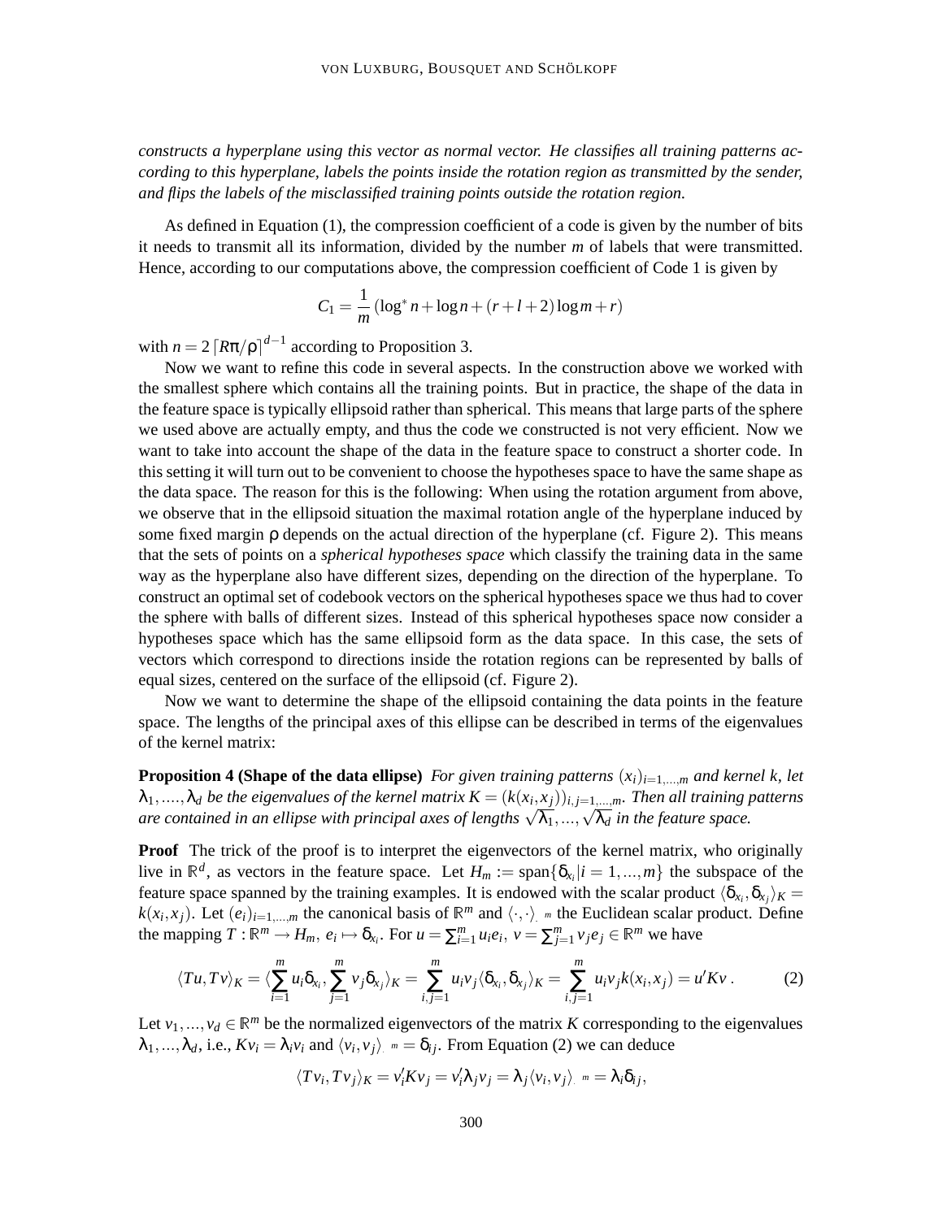*constructs a hyperplane using this vector as normal vector. He classifies all training patterns according to this hyperplane, labels the points inside the rotation region as transmitted by the sender, and flips the labels of the misclassified training points outside the rotation region.*

As defined in Equation (1), the compression coefficient of a code is given by the number of bits it needs to transmit all its information, divided by the number $m$ of labels that were transmitted. Hence, according to our computations above, the compression coefficient of Code 1 is given by

$$C_1 = \frac{1}{m}\left(\log^* n + \log n + (r+l+2)\log m + r\right)$$

with $n = 2\lceil R\pi/\rho\rceil^{d-1}$ according to Proposition 3.

Now we want to refine this code in several aspects. In the construction above we worked with the smallest sphere which contains all the training points. But in practice, the shape of the data in the feature space is typically ellipsoid rather than spherical. This means that large parts of the sphere we used above are actually empty, and thus the code we constructed is not very efficient. Now we want to take into account the shape of the data in the feature space to construct a shorter code. In this setting it will turn out to be convenient to choose the hypotheses space to have the same shape as the data space. The reason for this is the following: When using the rotation argument from above, we observe that in the ellipsoid situation the maximal rotation angle of the hyperplane induced by some fixed margin $\rho$ depends on the actual direction of the hyperplane (cf. Figure 2). This means that the sets of points on a *spherical hypotheses space* which classify the training data in the same way as the hyperplane also have different sizes, depending on the direction of the hyperplane. To construct an optimal set of codebook vectors on the spherical hypotheses space we thus had to cover the sphere with balls of different sizes. Instead of this spherical hypotheses space now consider a hypotheses space which has the same ellipsoid form as the data space. In this case, the sets of vectors which correspond to directions inside the rotation regions can be represented by balls of equal sizes, centered on the surface of the ellipsoid (cf. Figure 2).

Now we want to determine the shape of the ellipsoid containing the data points in the feature space. The lengths of the principal axes of this ellipse can be described in terms of the eigenvalues of the kernel matrix:

**Proposition 4 (Shape of the data ellipse)** *For given training patterns $(x_i)_{i=1,...,m}$ and kernel $k$, let $\lambda_1,....,\lambda_d$ be the eigenvalues of the kernel matrix $K = (k(x_i,x_j))_{i,j=1,...,m}$. Then all training patterns are contained in an ellipse with principal axes of lengths $\sqrt{\lambda_1},...,\sqrt{\lambda_d}$ in the feature space.*

**Proof** The trick of the proof is to interpret the eigenvectors of the kernel matrix, who originally live in $\mathbb{R}^d$, as vectors in the feature space. Let $H_m := \text{span}\{\delta_{x_i} | i = 1,...,m\}$ the subspace of the feature space spanned by the training examples. It is endowed with the scalar product $\langle \delta_{x_i}, \delta_{x_j}\rangle_K = k(x_i,x_j)$. Let $(e_i)_{i=1,...,m}$ the canonical basis of $\mathbb{R}^m$ and $\langle\cdot,\cdot\rangle_{\mathbb{R}^m}$ the Euclidean scalar product. Define the mapping $T : \mathbb{R}^m \to H_m,\ e_i \mapsto \delta_{x_i}$. For $u = \sum_{i=1}^m u_i e_i,\ v = \sum_{j=1}^m v_j e_j \in \mathbb{R}^m$ we have

$$\langle Tu, Tv\rangle_K = \langle \sum_{i=1}^m u_i \delta_{x_i}, \sum_{j=1}^m v_j \delta_{x_j}\rangle_K = \sum_{i,j=1}^m u_i v_j \langle \delta_{x_i}, \delta_{x_j}\rangle_K = \sum_{i,j=1}^m u_i v_j k(x_i,x_j) = u'Kv\,. \tag{2}$$

Let $v_1,...,v_d \in \mathbb{R}^m$ be the normalized eigenvectors of the matrix $K$ corresponding to the eigenvalues $\lambda_1,...,\lambda_d$, i.e., $Kv_i = \lambda_i v_i$ and $\langle v_i, v_j\rangle_{\mathbb{R}^m} = \delta_{ij}$. From Equation (2) we can deduce

$$\langle Tv_i, Tv_j\rangle_K = v_i' K v_j = v_i' \lambda_j v_j = \lambda_j \langle v_i, v_j\rangle_{\mathbb{R}^m} = \lambda_i \delta_{ij},$$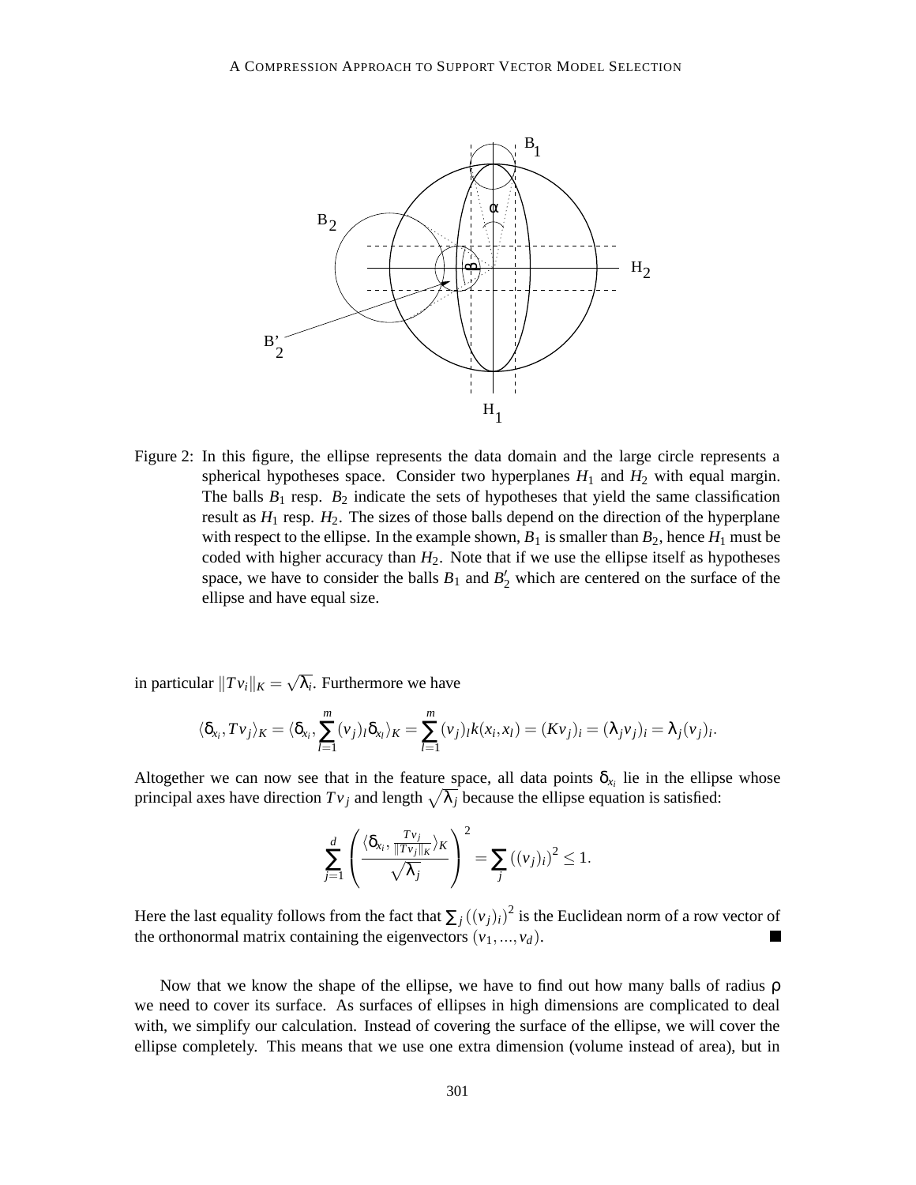Figure 2: In this figure, the ellipse represents the data domain and the large circle represents a spherical hypotheses space. Consider two hyperplanes $H_1$ and $H_2$ with equal margin. The balls $B_1$ resp. $B_2$ indicate the sets of hypotheses that yield the same classification result as $H_1$ resp. $H_2$. The sizes of those balls depend on the direction of the hyperplane with respect to the ellipse. In the example shown, $B_1$ is smaller than $B_2$, hence $H_1$ must be coded with higher accuracy than $H_2$. Note that if we use the ellipse itself as hypotheses space, we have to consider the balls $B_1$ and $B_2'$ which are centered on the surface of the ellipse and have equal size.

in particular $\|Tv_i\|_K = \sqrt{\lambda_i}$. Furthermore we have

$$\langle \delta_{x_i}, Tv_j \rangle_K = \langle \delta_{x_i}, \sum_{l=1}^{m} (v_j)_l \delta_{x_l} \rangle_K = \sum_{l=1}^{m} (v_j)_l k(x_i, x_l) = (Kv_j)_i = (\lambda_j v_j)_i = \lambda_j (v_j)_i.$$

Altogether we can now see that in the feature space, all data points $\delta_{x_i}$ lie in the ellipse whose principal axes have direction $Tv_j$ and length $\sqrt{\lambda_j}$ because the ellipse equation is satisfied:

$$\sum_{j=1}^{d} \left( \frac{\langle \delta_{x_i}, \frac{Tv_j}{\|Tv_j\|_K} \rangle_K}{\sqrt{\lambda_j}} \right)^2 = \sum_j ((v_j)_i)^2 \leq 1.$$

Here the last equality follows from the fact that $\sum_j ((v_j)_i)^2$ is the Euclidean norm of a row vector of the orthonormal matrix containing the eigenvectors $(v_1, ..., v_d)$. ∎

Now that we know the shape of the ellipse, we have to find out how many balls of radius $\rho$ we need to cover its surface. As surfaces of ellipses in high dimensions are complicated to deal with, we simplify our calculation. Instead of covering the surface of the ellipse, we will cover the ellipse completely. This means that we use one extra dimension (volume instead of area), but in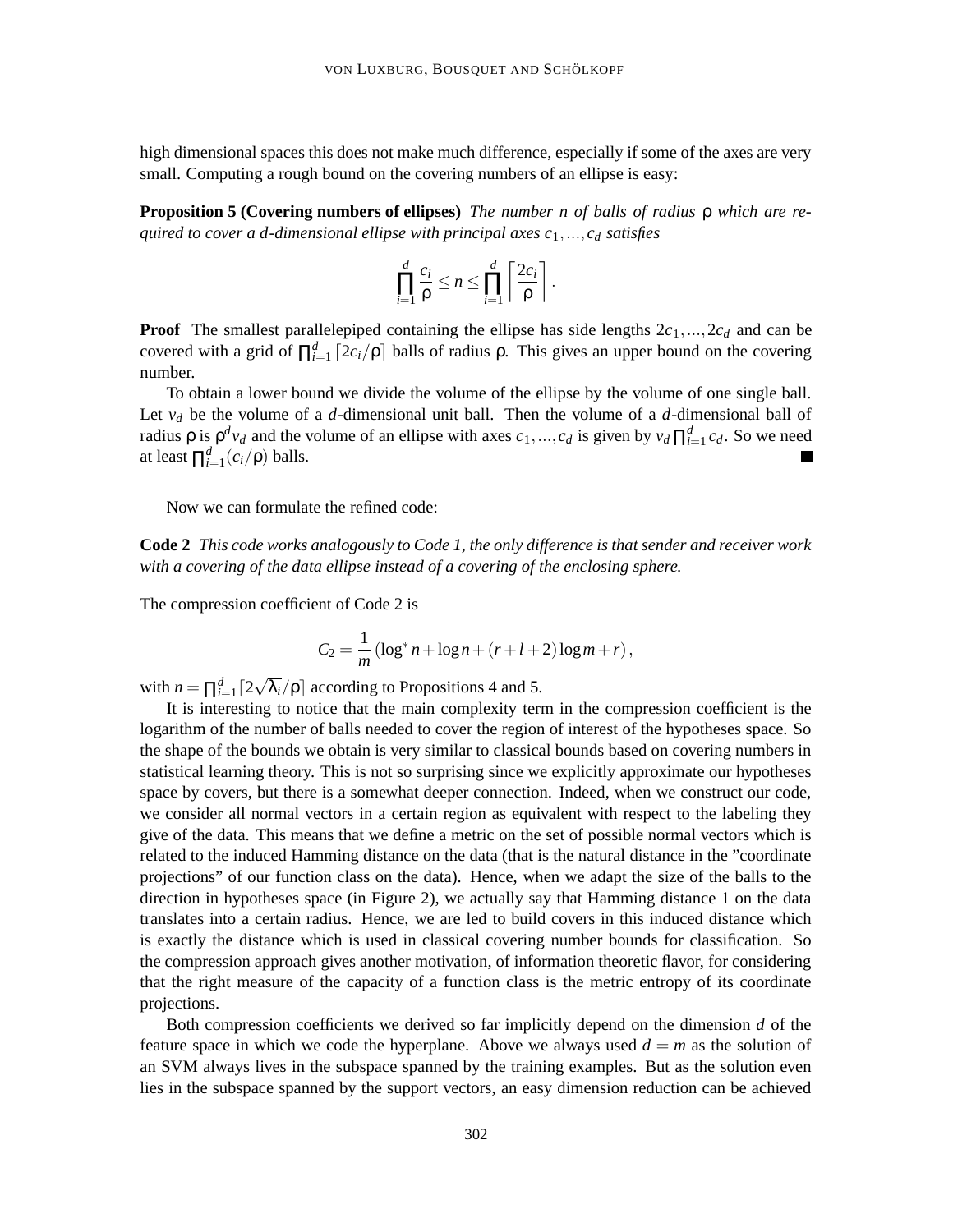high dimensional spaces this does not make much difference, especially if some of the axes are very small. Computing a rough bound on the covering numbers of an ellipse is easy:

**Proposition 5 (Covering numbers of ellipses)** *The number $n$ of balls of radius $\rho$ which are required to cover a $d$-dimensional ellipse with principal axes $c_1, \ldots, c_d$ satisfies*

$$\prod_{i=1}^{d} \frac{c_i}{\rho} \leq n \leq \prod_{i=1}^{d} \left\lceil \frac{2c_i}{\rho} \right\rceil .$$

**Proof** The smallest parallelepiped containing the ellipse has side lengths $2c_1, \ldots, 2c_d$ and can be covered with a grid of $\prod_{i=1}^{d} \lceil 2c_i/\rho \rceil$ balls of radius $\rho$. This gives an upper bound on the covering number.

To obtain a lower bound we divide the volume of the ellipse by the volume of one single ball. Let $v_d$ be the volume of a $d$-dimensional unit ball. Then the volume of a $d$-dimensional ball of radius $\rho$ is $\rho^d v_d$ and the volume of an ellipse with axes $c_1, \ldots, c_d$ is given by $v_d \prod_{i=1}^{d} c_d$. So we need at least $\prod_{i=1}^{d} (c_i/\rho)$ balls. ∎

Now we can formulate the refined code:

**Code 2** *This code works analogously to Code 1, the only difference is that sender and receiver work with a covering of the data ellipse instead of a covering of the enclosing sphere.*

The compression coefficient of Code 2 is

$$C_2 = \frac{1}{m} \left( \log^* n + \log n + (r + l + 2) \log m + r \right),$$

with $n = \prod_{i=1}^{d} \lceil 2\sqrt{\lambda_i}/\rho \rceil$ according to Propositions 4 and 5.

It is interesting to notice that the main complexity term in the compression coefficient is the logarithm of the number of balls needed to cover the region of interest of the hypotheses space. So the shape of the bounds we obtain is very similar to classical bounds based on covering numbers in statistical learning theory. This is not so surprising since we explicitly approximate our hypotheses space by covers, but there is a somewhat deeper connection. Indeed, when we construct our code, we consider all normal vectors in a certain region as equivalent with respect to the labeling they give of the data. This means that we define a metric on the set of possible normal vectors which is related to the induced Hamming distance on the data (that is the natural distance in the "coordinate projections" of our function class on the data). Hence, when we adapt the size of the balls to the direction in hypotheses space (in Figure 2), we actually say that Hamming distance 1 on the data translates into a certain radius. Hence, we are led to build covers in this induced distance which is exactly the distance which is used in classical covering number bounds for classification. So the compression approach gives another motivation, of information theoretic flavor, for considering that the right measure of the capacity of a function class is the metric entropy of its coordinate projections.

Both compression coefficients we derived so far implicitly depend on the dimension $d$ of the feature space in which we code the hyperplane. Above we always used $d = m$ as the solution of an SVM always lives in the subspace spanned by the training examples. But as the solution even lies in the subspace spanned by the support vectors, an easy dimension reduction can be achieved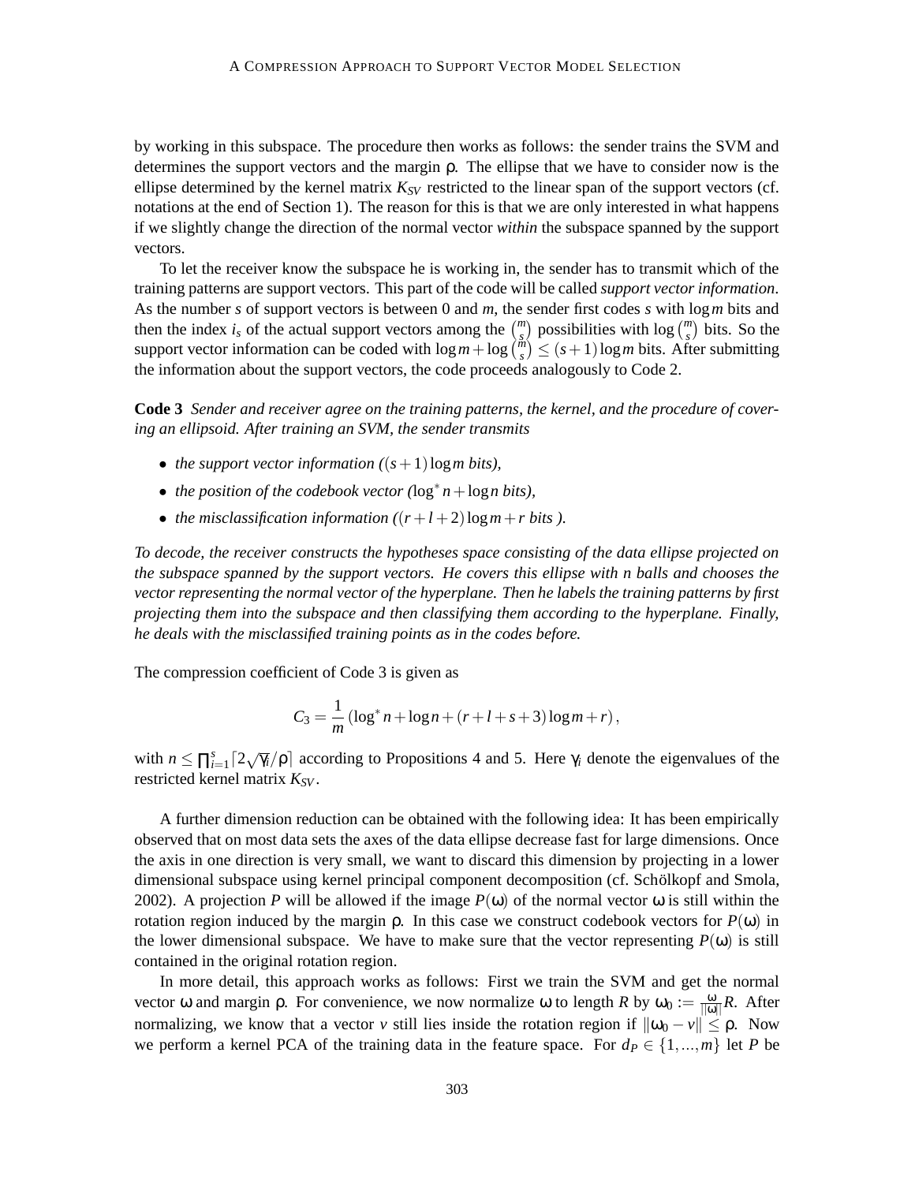by working in this subspace. The procedure then works as follows: the sender trains the SVM and determines the support vectors and the margin $\rho$. The ellipse that we have to consider now is the ellipse determined by the kernel matrix $K_{SV}$ restricted to the linear span of the support vectors (cf. notations at the end of Section 1). The reason for this is that we are only interested in what happens if we slightly change the direction of the normal vector *within* the subspace spanned by the support vectors.

To let the receiver know the subspace he is working in, the sender has to transmit which of the training patterns are support vectors. This part of the code will be called *support vector information*. As the number $s$ of support vectors is between 0 and $m$, the sender first codes $s$ with $\log m$ bits and then the index $i_s$ of the actual support vectors among the $\binom{m}{s}$ possibilities with $\log \binom{m}{s}$ bits. So the support vector information can be coded with $\log m + \log \binom{m}{s} \leq (s+1)\log m$ bits. After submitting the information about the support vectors, the code proceeds analogously to Code 2.

**Code 3** *Sender and receiver agree on the training patterns, the kernel, and the procedure of covering an ellipsoid. After training an SVM, the sender transmits*

- *the support vector information ($(s+1)\log m$ bits),*
- *the position of the codebook vector ($\log^* n + \log n$ bits),*
- *the misclassification information ($(r+l+2)\log m + r$ bits ).*

*To decode, the receiver constructs the hypotheses space consisting of the data ellipse projected on the subspace spanned by the support vectors. He covers this ellipse with n balls and chooses the vector representing the normal vector of the hyperplane. Then he labels the training patterns by first projecting them into the subspace and then classifying them according to the hyperplane. Finally, he deals with the misclassified training points as in the codes before.*

The compression coefficient of Code 3 is given as

$$C_3 = \frac{1}{m}\left(\log^* n + \log n + (r+l+s+3)\log m + r\right),$$

with $n \leq \prod_{i=1}^{s} \lceil 2\sqrt{\gamma_i}/\rho \rceil$ according to Propositions 4 and 5. Here $\gamma_i$ denote the eigenvalues of the restricted kernel matrix $K_{SV}$.

A further dimension reduction can be obtained with the following idea: It has been empirically observed that on most data sets the axes of the data ellipse decrease fast for large dimensions. Once the axis in one direction is very small, we want to discard this dimension by projecting in a lower dimensional subspace using kernel principal component decomposition (cf. Schölkopf and Smola, 2002). A projection $P$ will be allowed if the image $P(\omega)$ of the normal vector $\omega$ is still within the rotation region induced by the margin $\rho$. In this case we construct codebook vectors for $P(\omega)$ in the lower dimensional subspace. We have to make sure that the vector representing $P(\omega)$ is still contained in the original rotation region.

In more detail, this approach works as follows: First we train the SVM and get the normal vector $\omega$ and margin $\rho$. For convenience, we now normalize $\omega$ to length $R$ by $\omega_0 := \frac{\omega}{\|\omega\|}R$. After normalizing, we know that a vector $v$ still lies inside the rotation region if $\|\omega_0 - v\| \leq \rho$. Now we perform a kernel PCA of the training data in the feature space. For $d_P \in \{1,...,m\}$ let $P$ be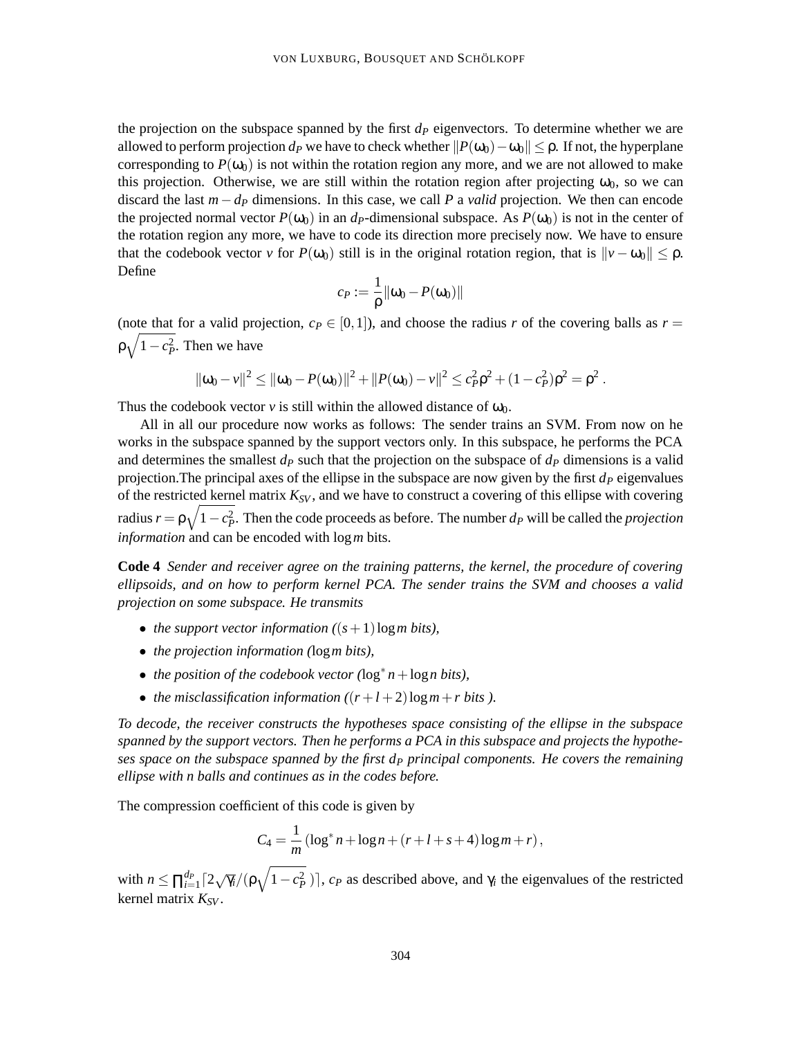the projection on the subspace spanned by the first $d_P$ eigenvectors. To determine whether we are allowed to perform projection $d_P$ we have to check whether $\|P(\omega_0) - \omega_0\| \leq \rho$. If not, the hyperplane corresponding to $P(\omega_0)$ is not within the rotation region any more, and we are not allowed to make this projection. Otherwise, we are still within the rotation region after projecting $\omega_0$, so we can discard the last $m - d_P$ dimensions. In this case, we call $P$ a *valid* projection. We then can encode the projected normal vector $P(\omega_0)$ in an $d_P$-dimensional subspace. As $P(\omega_0)$ is not in the center of the rotation region any more, we have to code its direction more precisely now. We have to ensure that the codebook vector $v$ for $P(\omega_0)$ still is in the original rotation region, that is $\|v - \omega_0\| \leq \rho$. Define

$$c_P := \frac{1}{\rho}\|\omega_0 - P(\omega_0)\|$$

(note that for a valid projection, $c_P \in [0,1]$), and choose the radius $r$ of the covering balls as $r = \rho\sqrt{1 - c_P^2}$. Then we have

$$\|\omega_0 - v\|^2 \leq \|\omega_0 - P(\omega_0)\|^2 + \|P(\omega_0) - v\|^2 \leq c_P^2\rho^2 + (1 - c_P^2)\rho^2 = \rho^2 .$$

Thus the codebook vector $v$ is still within the allowed distance of $\omega_0$.

All in all our procedure now works as follows: The sender trains an SVM. From now on he works in the subspace spanned by the support vectors only. In this subspace, he performs the PCA and determines the smallest $d_P$ such that the projection on the subspace of $d_P$ dimensions is a valid projection.The principal axes of the ellipse in the subspace are now given by the first $d_P$ eigenvalues of the restricted kernel matrix $K_{SV}$, and we have to construct a covering of this ellipse with covering radius $r = \rho\sqrt{1 - c_P^2}$. Then the code proceeds as before. The number $d_P$ will be called the *projection information* and can be encoded with $\log m$ bits.

**Code 4** *Sender and receiver agree on the training patterns, the kernel, the procedure of covering ellipsoids, and on how to perform kernel PCA. The sender trains the SVM and chooses a valid projection on some subspace. He transmits*

- *the support vector information ($(s+1)\log m$ bits),*
- *the projection information ($\log m$ bits),*
- *the position of the codebook vector ($\log^* n + \log n$ bits),*
- *the misclassification information ($(r+l+2)\log m + r$ bits ).*

*To decode, the receiver constructs the hypotheses space consisting of the ellipse in the subspace spanned by the support vectors. Then he performs a PCA in this subspace and projects the hypotheses space on the subspace spanned by the first $d_P$ principal components. He covers the remaining ellipse with n balls and continues as in the codes before.*

The compression coefficient of this code is given by

$$C_4 = \frac{1}{m}\left(\log^* n + \log n + (r+l+s+4)\log m + r\right),$$

with $n \leq \prod_{i=1}^{d_P} \lceil 2\sqrt{\gamma_i}/(\rho\sqrt{1 - c_P^2}\,)\rceil$, $c_P$ as described above, and $\gamma_i$ the eigenvalues of the restricted kernel matrix $K_{SV}$.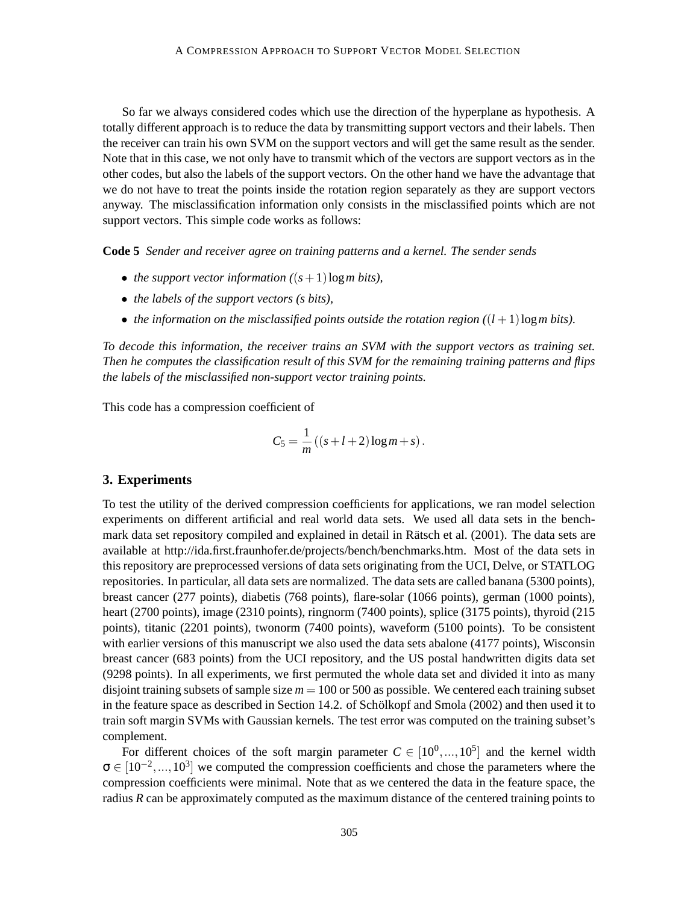So far we always considered codes which use the direction of the hyperplane as hypothesis. A totally different approach is to reduce the data by transmitting support vectors and their labels. Then the receiver can train his own SVM on the support vectors and will get the same result as the sender. Note that in this case, we not only have to transmit which of the vectors are support vectors as in the other codes, but also the labels of the support vectors. On the other hand we have the advantage that we do not have to treat the points inside the rotation region separately as they are support vectors anyway. The misclassification information only consists in the misclassified points which are not support vectors. This simple code works as follows:

**Code 5** *Sender and receiver agree on training patterns and a kernel. The sender sends*

- *the support vector information ($(s+1)\log m$ bits),*
- *the labels of the support vectors (s bits),*
- *the information on the misclassified points outside the rotation region ($(l+1)\log m$ bits).*

*To decode this information, the receiver trains an SVM with the support vectors as training set. Then he computes the classification result of this SVM for the remaining training patterns and flips the labels of the misclassified non-support vector training points.*

This code has a compression coefficient of

$$C_5 = \frac{1}{m}\left((s+l+2)\log m + s\right).$$

## 3. Experiments

To test the utility of the derived compression coefficients for applications, we ran model selection experiments on different artificial and real world data sets. We used all data sets in the benchmark data set repository compiled and explained in detail in Rätsch et al. (2001). The data sets are available at http://ida.first.fraunhofer.de/projects/bench/benchmarks.htm. Most of the data sets in this repository are preprocessed versions of data sets originating from the UCI, Delve, or STATLOG repositories. In particular, all data sets are normalized. The data sets are called banana (5300 points), breast cancer (277 points), diabetis (768 points), flare-solar (1066 points), german (1000 points), heart (2700 points), image (2310 points), ringnorm (7400 points), splice (3175 points), thyroid (215 points), titanic (2201 points), twonorm (7400 points), waveform (5100 points). To be consistent with earlier versions of this manuscript we also used the data sets abalone (4177 points), Wisconsin breast cancer (683 points) from the UCI repository, and the US postal handwritten digits data set (9298 points). In all experiments, we first permuted the whole data set and divided it into as many disjoint training subsets of sample size $m = 100$ or 500 as possible. We centered each training subset in the feature space as described in Section 14.2. of Schölkopf and Smola (2002) and then used it to train soft margin SVMs with Gaussian kernels. The test error was computed on the training subset's complement.

For different choices of the soft margin parameter $C \in [10^0, \ldots, 10^5]$ and the kernel width $\sigma \in [10^{-2}, \ldots, 10^3]$ we computed the compression coefficients and chose the parameters where the compression coefficients were minimal. Note that as we centered the data in the feature space, the radius $R$ can be approximately computed as the maximum distance of the centered training points to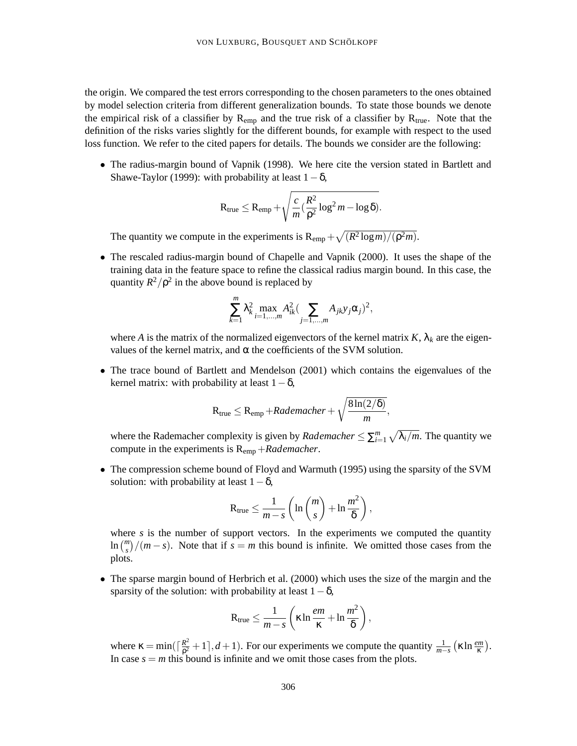the origin. We compared the test errors corresponding to the chosen parameters to the ones obtained by model selection criteria from different generalization bounds. To state those bounds we denote the empirical risk of a classifier by $\mathrm{R_{emp}}$ and the true risk of a classifier by $\mathrm{R_{true}}$. Note that the definition of the risks varies slightly for the different bounds, for example with respect to the used loss function. We refer to the cited papers for details. The bounds we consider are the following:

- The radius-margin bound of Vapnik (1998). We here cite the version stated in Bartlett and Shawe-Taylor (1999): with probability at least $1-\delta$,

  $$\mathrm{R_{true}} \leq \mathrm{R_{emp}} + \sqrt{\frac{c}{m}\left(\frac{R^2}{\rho^2}\log^2 m - \log\delta\right)}.$$

  The quantity we compute in the experiments is $\mathrm{R_{emp}} + \sqrt{(R^2 \log m)/(\rho^2 m)}$.

- The rescaled radius-margin bound of Chapelle and Vapnik (2000). It uses the shape of the training data in the feature space to refine the classical radius margin bound. In this case, the quantity $R^2/\rho^2$ in the above bound is replaced by

  $$\sum_{k=1}^{m} \lambda_k^2 \max_{i=1,\ldots,m} A_{ik}^2 \Big( \sum_{j=1,\ldots,m} A_{jk} y_j \alpha_j \Big)^2,$$

  where $A$ is the matrix of the normalized eigenvectors of the kernel matrix $K$, $\lambda_k$ are the eigenvalues of the kernel matrix, and $\alpha$ the coefficients of the SVM solution.

- The trace bound of Bartlett and Mendelson (2001) which contains the eigenvalues of the kernel matrix: with probability at least $1-\delta$,

  $$\mathrm{R_{true}} \leq \mathrm{R_{emp}} + \mathit{Rademacher} + \sqrt{\frac{8\ln(2/\delta)}{m}},$$

  where the Rademacher complexity is given by $\mathit{Rademacher} \leq \sum_{i=1}^{m} \sqrt{\lambda_i/m}$. The quantity we compute in the experiments is $\mathrm{R_{emp}} + \mathit{Rademacher}$.

- The compression scheme bound of Floyd and Warmuth (1995) using the sparsity of the SVM solution: with probability at least $1-\delta$,

  $$\mathrm{R_{true}} \leq \frac{1}{m-s}\left(\ln\binom{m}{s} + \ln\frac{m^2}{\delta}\right),$$

  where $s$ is the number of support vectors. In the experiments we computed the quantity $\ln\binom{m}{s}/(m-s)$. Note that if $s = m$ this bound is infinite. We omitted those cases from the plots.

- The sparse margin bound of Herbrich et al. (2000) which uses the size of the margin and the sparsity of the solution: with probability at least $1-\delta$,

  $$\mathrm{R_{true}} \leq \frac{1}{m-s}\left(\kappa \ln\frac{em}{\kappa} + \ln\frac{m^2}{\delta}\right),$$

  where $\kappa = \min(\lceil \frac{R^2}{\rho^2} + 1 \rceil, d+1)$. For our experiments we compute the quantity $\frac{1}{m-s}\left(\kappa \ln\frac{em}{\kappa}\right)$. In case $s = m$ this bound is infinite and we omit those cases from the plots.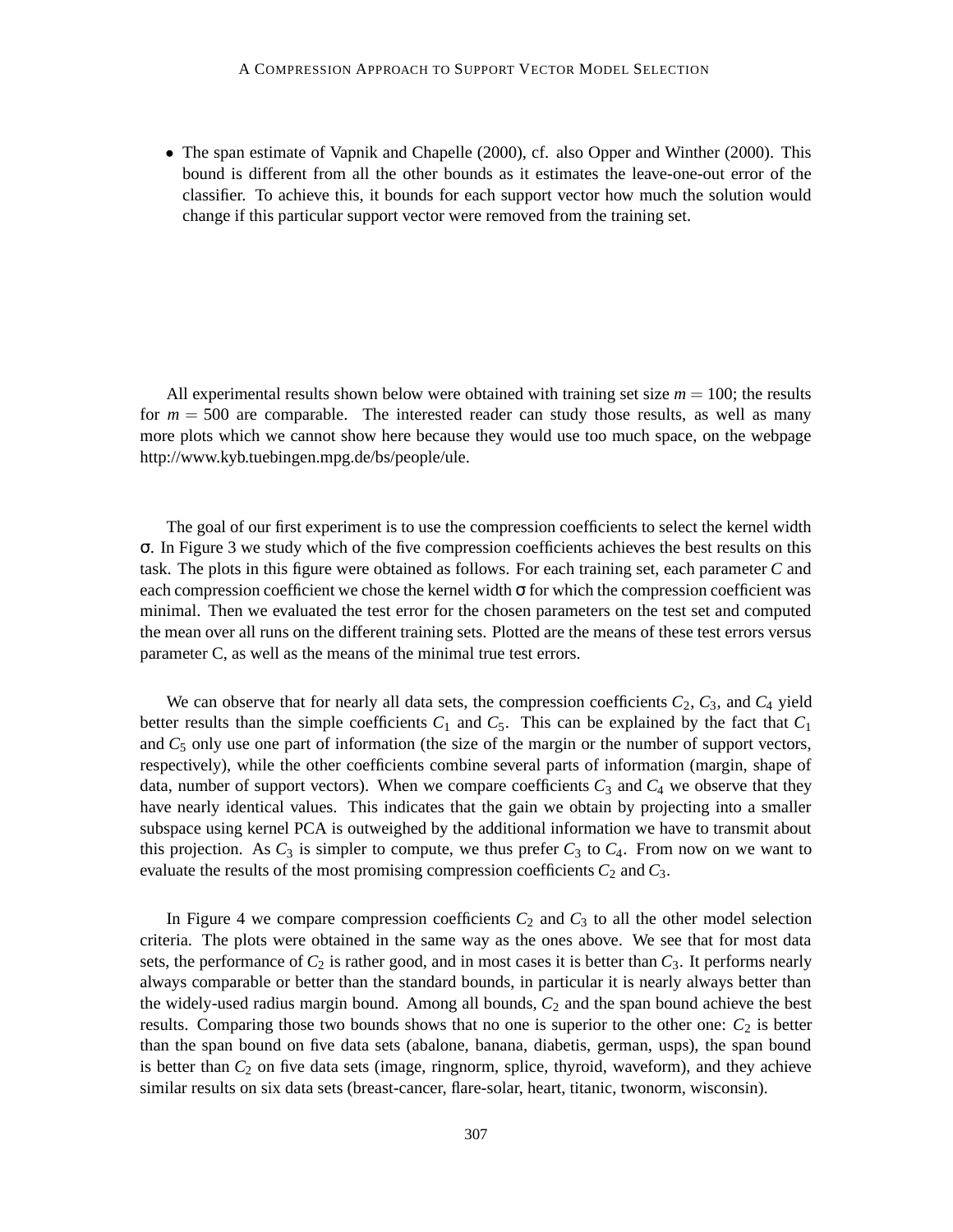- The span estimate of Vapnik and Chapelle (2000), cf. also Opper and Winther (2000). This bound is different from all the other bounds as it estimates the leave-one-out error of the classifier. To achieve this, it bounds for each support vector how much the solution would change if this particular support vector were removed from the training set.

All experimental results shown below were obtained with training set size $m = 100$; the results for $m = 500$ are comparable. The interested reader can study those results, as well as many more plots which we cannot show here because they would use too much space, on the webpage http://www.kyb.tuebingen.mpg.de/bs/people/ule.

The goal of our first experiment is to use the compression coefficients to select the kernel width $\sigma$. In Figure 3 we study which of the five compression coefficients achieves the best results on this task. The plots in this figure were obtained as follows. For each training set, each parameter $C$ and each compression coefficient we chose the kernel width $\sigma$ for which the compression coefficient was minimal. Then we evaluated the test error for the chosen parameters on the test set and computed the mean over all runs on the different training sets. Plotted are the means of these test errors versus parameter C, as well as the means of the minimal true test errors.

We can observe that for nearly all data sets, the compression coefficients $C_2$, $C_3$, and $C_4$ yield better results than the simple coefficients $C_1$ and $C_5$. This can be explained by the fact that $C_1$ and $C_5$ only use one part of information (the size of the margin or the number of support vectors, respectively), while the other coefficients combine several parts of information (margin, shape of data, number of support vectors). When we compare coefficients $C_3$ and $C_4$ we observe that they have nearly identical values. This indicates that the gain we obtain by projecting into a smaller subspace using kernel PCA is outweighed by the additional information we have to transmit about this projection. As $C_3$ is simpler to compute, we thus prefer $C_3$ to $C_4$. From now on we want to evaluate the results of the most promising compression coefficients $C_2$ and $C_3$.

In Figure 4 we compare compression coefficients $C_2$ and $C_3$ to all the other model selection criteria. The plots were obtained in the same way as the ones above. We see that for most data sets, the performance of $C_2$ is rather good, and in most cases it is better than $C_3$. It performs nearly always comparable or better than the standard bounds, in particular it is nearly always better than the widely-used radius margin bound. Among all bounds, $C_2$ and the span bound achieve the best results. Comparing those two bounds shows that no one is superior to the other one: $C_2$ is better than the span bound on five data sets (abalone, banana, diabetis, german, usps), the span bound is better than $C_2$ on five data sets (image, ringnorm, splice, thyroid, waveform), and they achieve similar results on six data sets (breast-cancer, flare-solar, heart, titanic, twonorm, wisconsin).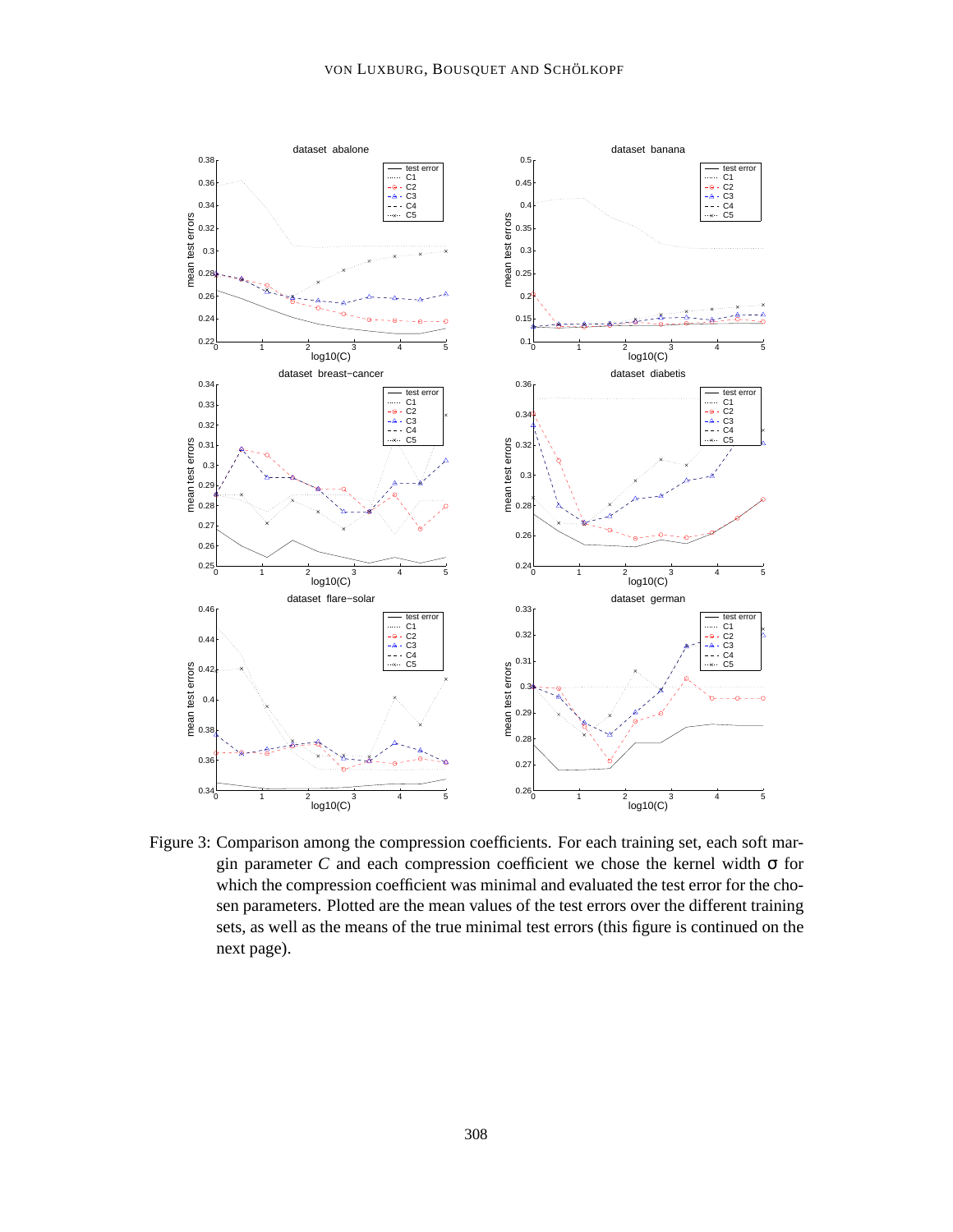Figure 3: Comparison among the compression coefficients. For each training set, each soft margin parameter $C$ and each compression coefficient we chose the kernel width $\sigma$ for which the compression coefficient was minimal and evaluated the test error for the chosen parameters. Plotted are the mean values of the test errors over the different training sets, as well as the means of the true minimal test errors (this figure is continued on the next page).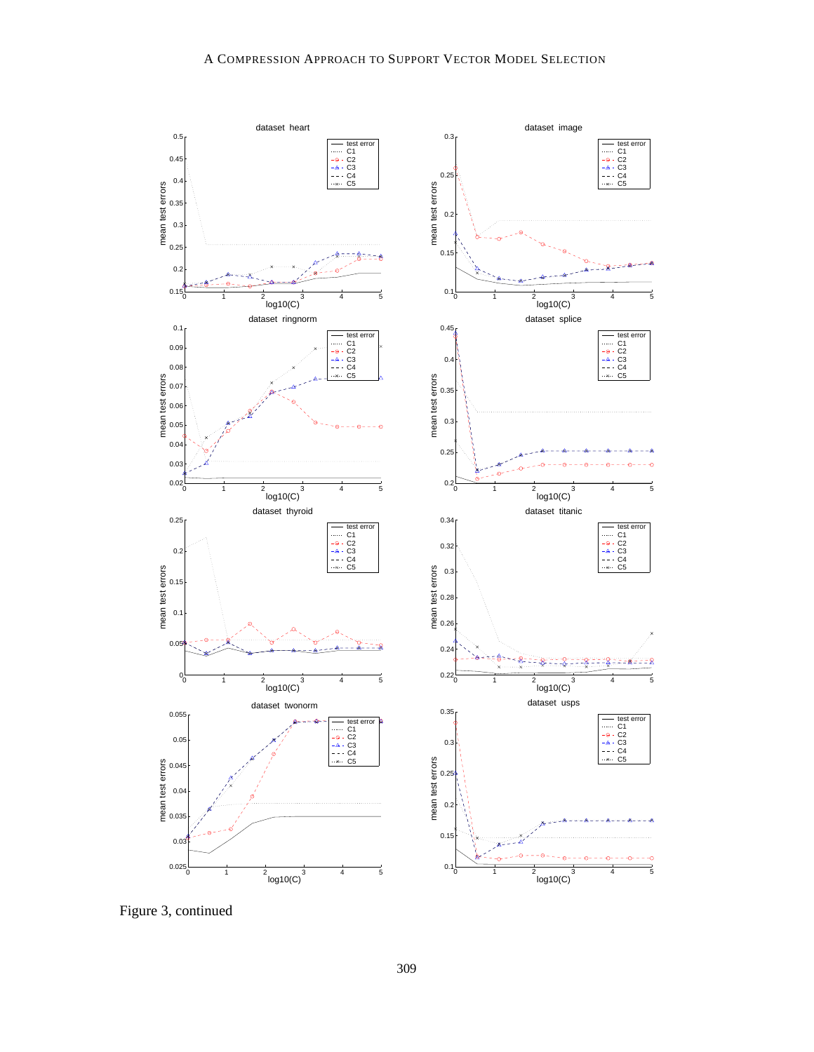Figure 3, continued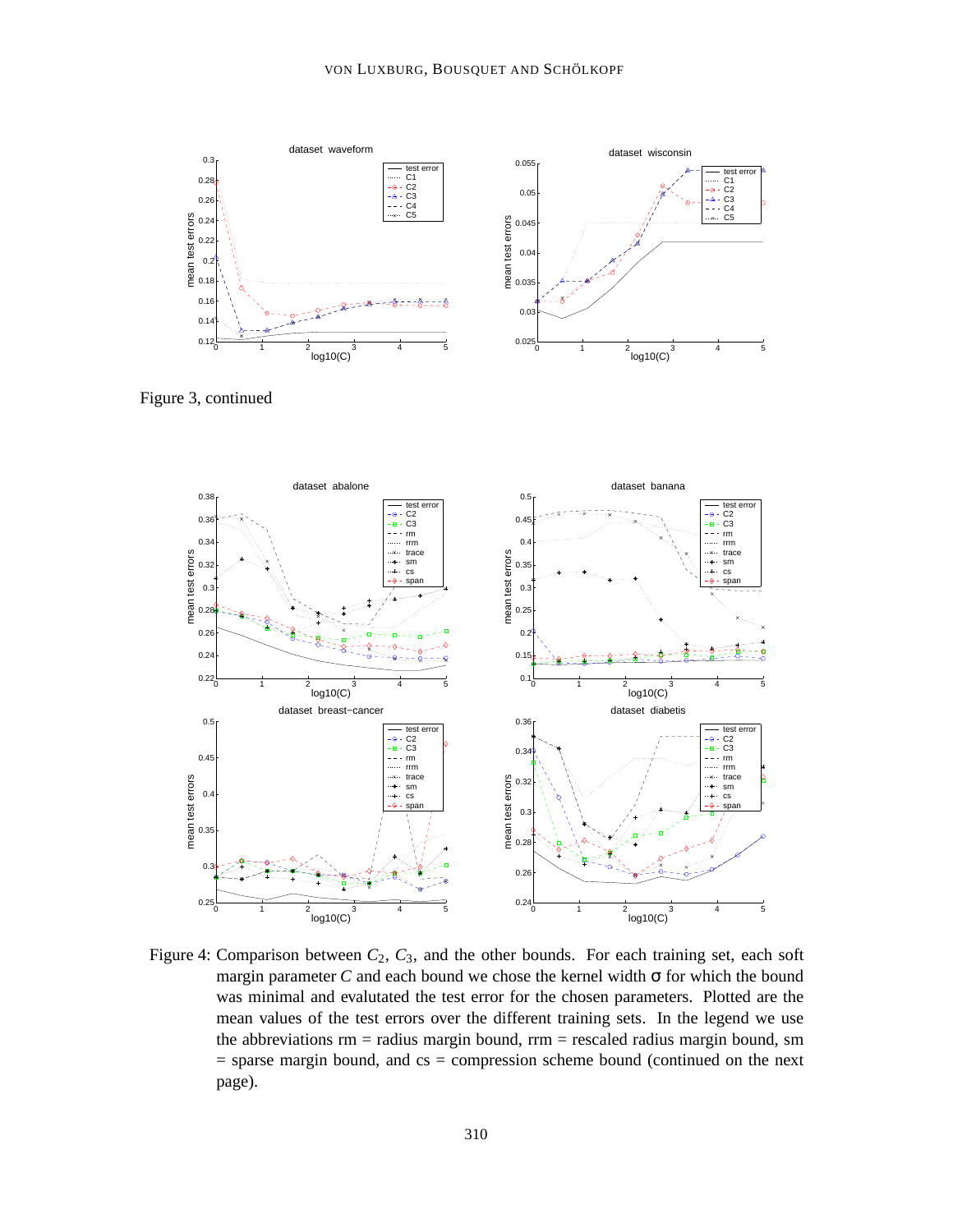Figure 3, continued

Figure 4: Comparison between $C_2$, $C_3$, and the other bounds. For each training set, each soft margin parameter $C$ and each bound we chose the kernel width $\sigma$ for which the bound was minimal and evalutated the test error for the chosen parameters. Plotted are the mean values of the test errors over the different training sets. In the legend we use the abbreviations rm = radius margin bound, rrm = rescaled radius margin bound, sm = sparse margin bound, and cs = compression scheme bound (continued on the next page).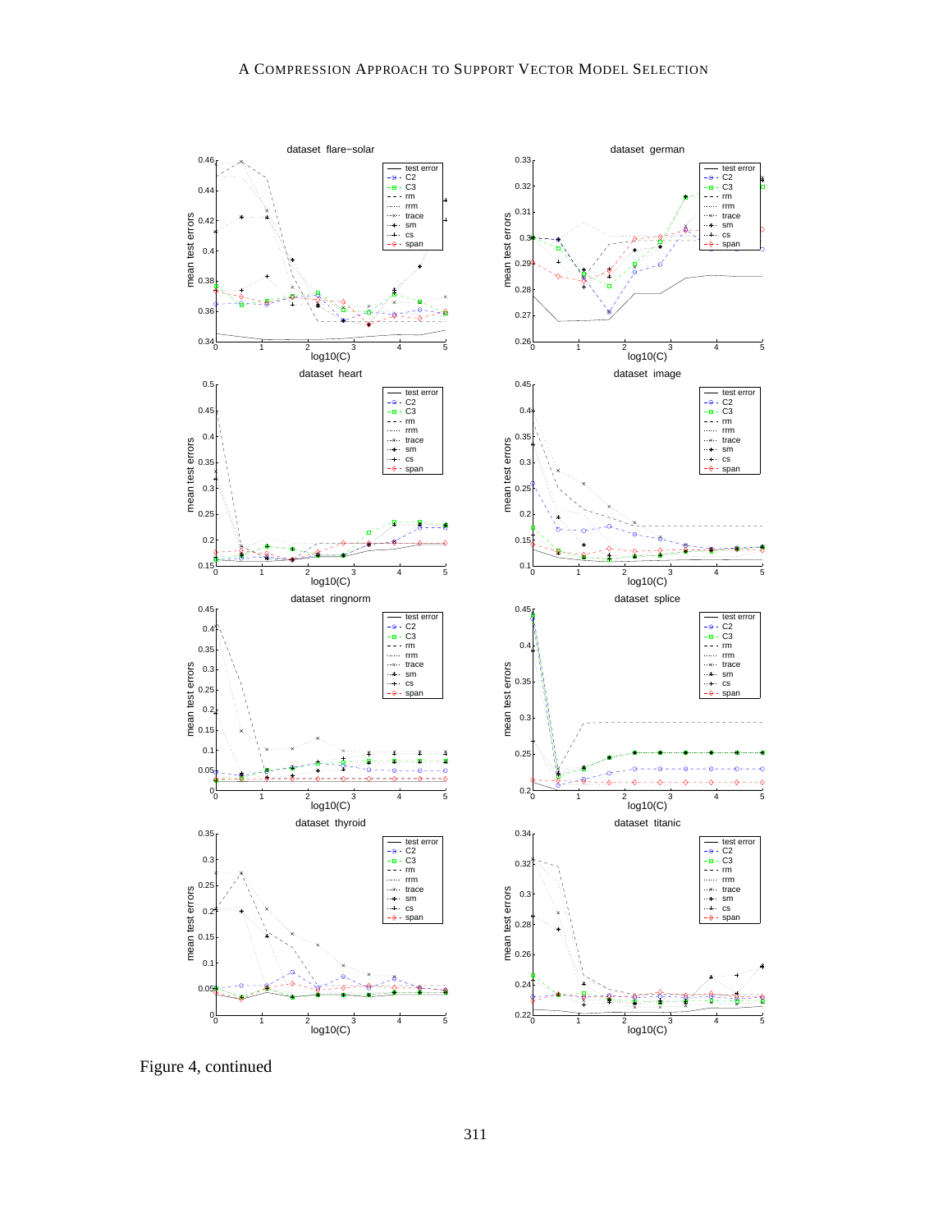Figure 4, continued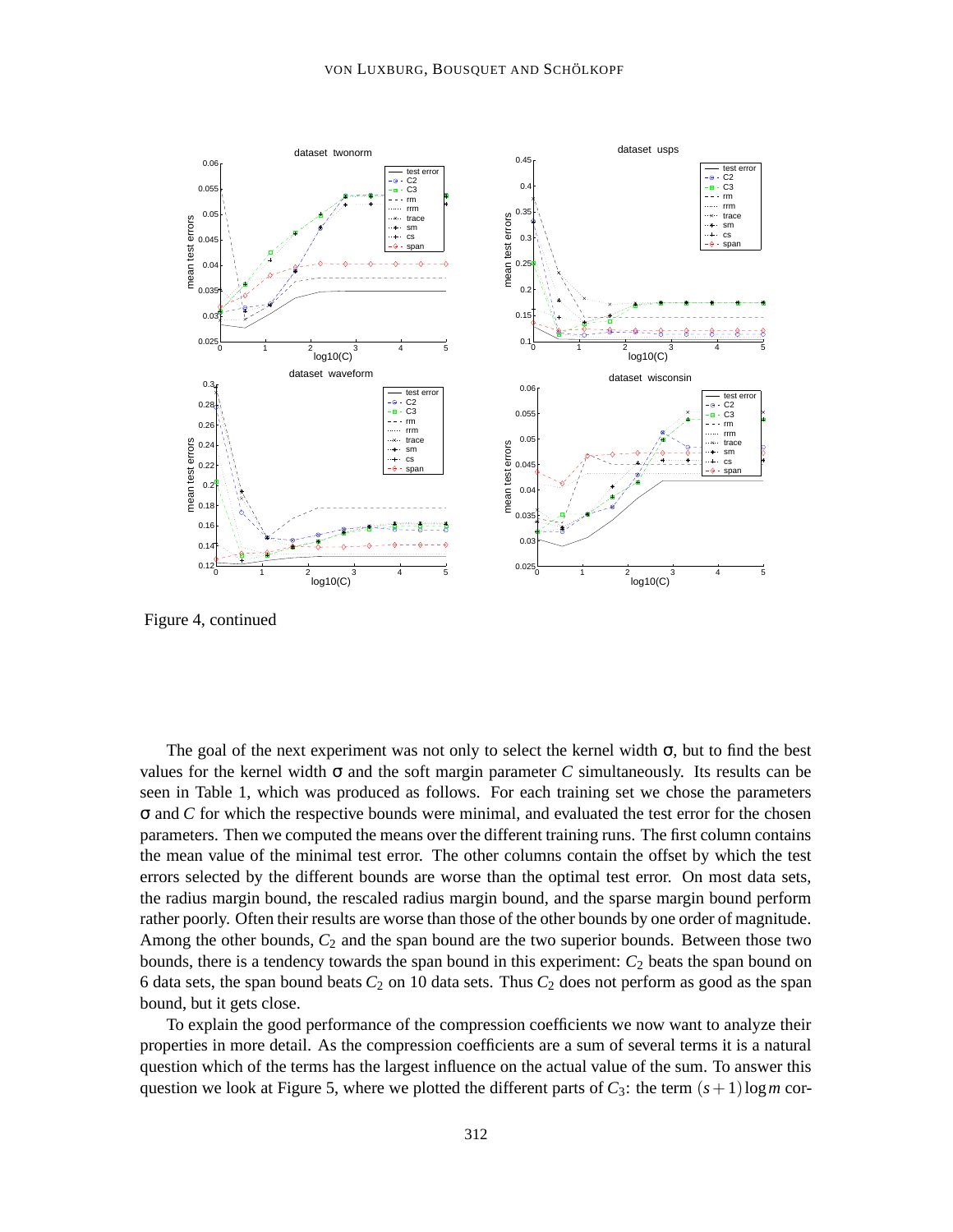Figure 4, continued

The goal of the next experiment was not only to select the kernel width σ, but to find the best values for the kernel width σ and the soft margin parameter $C$ simultaneously. Its results can be seen in Table 1, which was produced as follows. For each training set we chose the parameters σ and $C$ for which the respective bounds were minimal, and evaluated the test error for the chosen parameters. Then we computed the means over the different training runs. The first column contains the mean value of the minimal test error. The other columns contain the offset by which the test errors selected by the different bounds are worse than the optimal test error. On most data sets, the radius margin bound, the rescaled radius margin bound, and the sparse margin bound perform rather poorly. Often their results are worse than those of the other bounds by one order of magnitude. Among the other bounds, $C_2$ and the span bound are the two superior bounds. Between those two bounds, there is a tendency towards the span bound in this experiment: $C_2$ beats the span bound on 6 data sets, the span bound beats $C_2$ on 10 data sets. Thus $C_2$ does not perform as good as the span bound, but it gets close.

To explain the good performance of the compression coefficients we now want to analyze their properties in more detail. As the compression coefficients are a sum of several terms it is a natural question which of the terms has the largest influence on the actual value of the sum. To answer this question we look at Figure 5, where we plotted the different parts of $C_3$: the term $(s+1)\log m$ cor-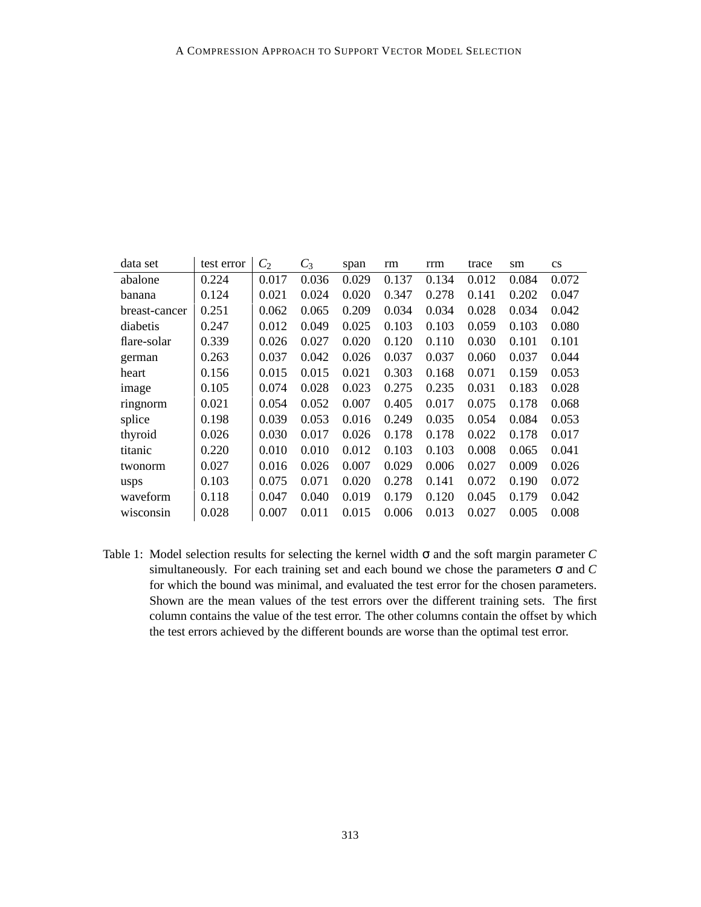| data set | test error | $C_2$ | $C_3$ | span | rm | rrm | trace | sm | cs |
|---|---|---|---|---|---|---|---|---|---|
| abalone | 0.224 | 0.017 | 0.036 | 0.029 | 0.137 | 0.134 | 0.012 | 0.084 | 0.072 |
| banana | 0.124 | 0.021 | 0.024 | 0.020 | 0.347 | 0.278 | 0.141 | 0.202 | 0.047 |
| breast-cancer | 0.251 | 0.062 | 0.065 | 0.209 | 0.034 | 0.034 | 0.028 | 0.034 | 0.042 |
| diabetis | 0.247 | 0.012 | 0.049 | 0.025 | 0.103 | 0.103 | 0.059 | 0.103 | 0.080 |
| flare-solar | 0.339 | 0.026 | 0.027 | 0.020 | 0.120 | 0.110 | 0.030 | 0.101 | 0.101 |
| german | 0.263 | 0.037 | 0.042 | 0.026 | 0.037 | 0.037 | 0.060 | 0.037 | 0.044 |
| heart | 0.156 | 0.015 | 0.015 | 0.021 | 0.303 | 0.168 | 0.071 | 0.159 | 0.053 |
| image | 0.105 | 0.074 | 0.028 | 0.023 | 0.275 | 0.235 | 0.031 | 0.183 | 0.028 |
| ringnorm | 0.021 | 0.054 | 0.052 | 0.007 | 0.405 | 0.017 | 0.075 | 0.178 | 0.068 |
| splice | 0.198 | 0.039 | 0.053 | 0.016 | 0.249 | 0.035 | 0.054 | 0.084 | 0.053 |
| thyroid | 0.026 | 0.030 | 0.017 | 0.026 | 0.178 | 0.178 | 0.022 | 0.178 | 0.017 |
| titanic | 0.220 | 0.010 | 0.010 | 0.012 | 0.103 | 0.103 | 0.008 | 0.065 | 0.041 |
| twonorm | 0.027 | 0.016 | 0.026 | 0.007 | 0.029 | 0.006 | 0.027 | 0.009 | 0.026 |
| usps | 0.103 | 0.075 | 0.071 | 0.020 | 0.278 | 0.141 | 0.072 | 0.190 | 0.072 |
| waveform | 0.118 | 0.047 | 0.040 | 0.019 | 0.179 | 0.120 | 0.045 | 0.179 | 0.042 |
| wisconsin | 0.028 | 0.007 | 0.011 | 0.015 | 0.006 | 0.013 | 0.027 | 0.005 | 0.008 |

Table 1: Model selection results for selecting the kernel width $\sigma$ and the soft margin parameter $C$ simultaneously. For each training set and each bound we chose the parameters $\sigma$ and $C$ for which the bound was minimal, and evaluated the test error for the chosen parameters. Shown are the mean values of the test errors over the different training sets. The first column contains the value of the test error. The other columns contain the offset by which the test errors achieved by the different bounds are worse than the optimal test error.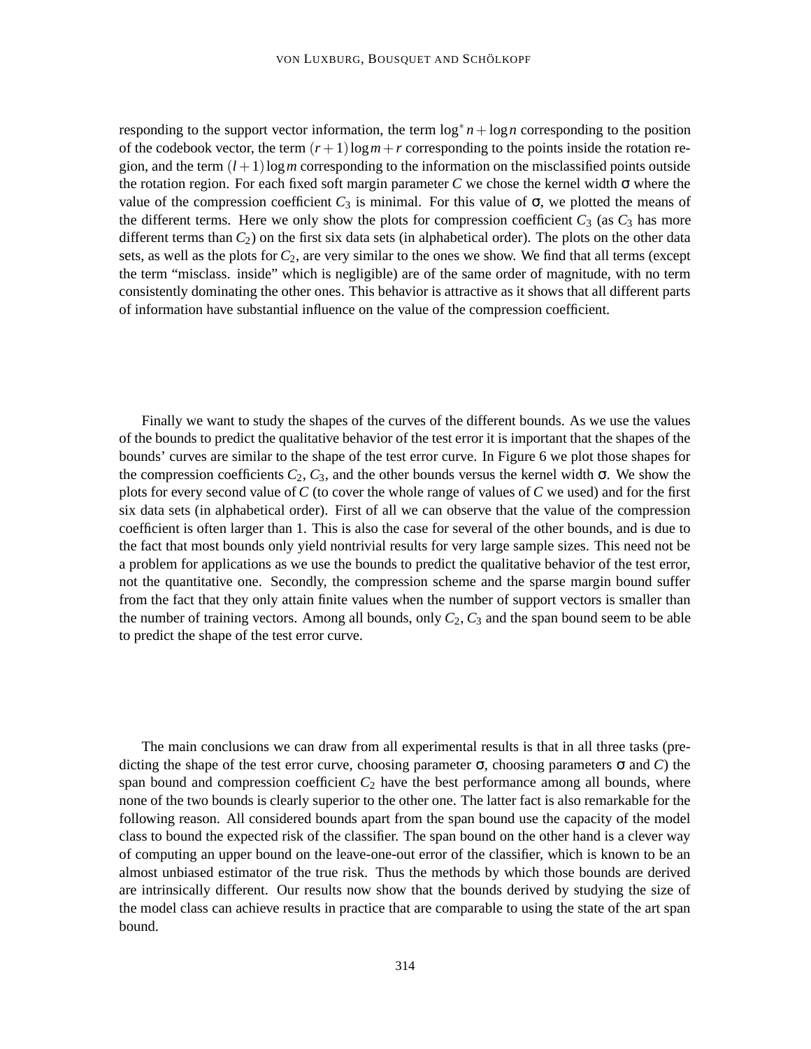responding to the support vector information, the term $\log^* n + \log n$ corresponding to the position of the codebook vector, the term $(r+1)\log m + r$ corresponding to the points inside the rotation region, and the term $(l+1)\log m$ corresponding to the information on the misclassified points outside the rotation region. For each fixed soft margin parameter $C$ we chose the kernel width $\sigma$ where the value of the compression coefficient $C_3$ is minimal. For this value of $\sigma$, we plotted the means of the different terms. Here we only show the plots for compression coefficient $C_3$ (as $C_3$ has more different terms than $C_2$) on the first six data sets (in alphabetical order). The plots on the other data sets, as well as the plots for $C_2$, are very similar to the ones we show. We find that all terms (except the term "misclass. inside" which is negligible) are of the same order of magnitude, with no term consistently dominating the other ones. This behavior is attractive as it shows that all different parts of information have substantial influence on the value of the compression coefficient.

Finally we want to study the shapes of the curves of the different bounds. As we use the values of the bounds to predict the qualitative behavior of the test error it is important that the shapes of the bounds' curves are similar to the shape of the test error curve. In Figure 6 we plot those shapes for the compression coefficients $C_2$, $C_3$, and the other bounds versus the kernel width $\sigma$. We show the plots for every second value of $C$ (to cover the whole range of values of $C$ we used) and for the first six data sets (in alphabetical order). First of all we can observe that the value of the compression coefficient is often larger than 1. This is also the case for several of the other bounds, and is due to the fact that most bounds only yield nontrivial results for very large sample sizes. This need not be a problem for applications as we use the bounds to predict the qualitative behavior of the test error, not the quantitative one. Secondly, the compression scheme and the sparse margin bound suffer from the fact that they only attain finite values when the number of support vectors is smaller than the number of training vectors. Among all bounds, only $C_2$, $C_3$ and the span bound seem to be able to predict the shape of the test error curve.

The main conclusions we can draw from all experimental results is that in all three tasks (predicting the shape of the test error curve, choosing parameter $\sigma$, choosing parameters $\sigma$ and $C$) the span bound and compression coefficient $C_2$ have the best performance among all bounds, where none of the two bounds is clearly superior to the other one. The latter fact is also remarkable for the following reason. All considered bounds apart from the span bound use the capacity of the model class to bound the expected risk of the classifier. The span bound on the other hand is a clever way of computing an upper bound on the leave-one-out error of the classifier, which is known to be an almost unbiased estimator of the true risk. Thus the methods by which those bounds are derived are intrinsically different. Our results now show that the bounds derived by studying the size of the model class can achieve results in practice that are comparable to using the state of the art span bound.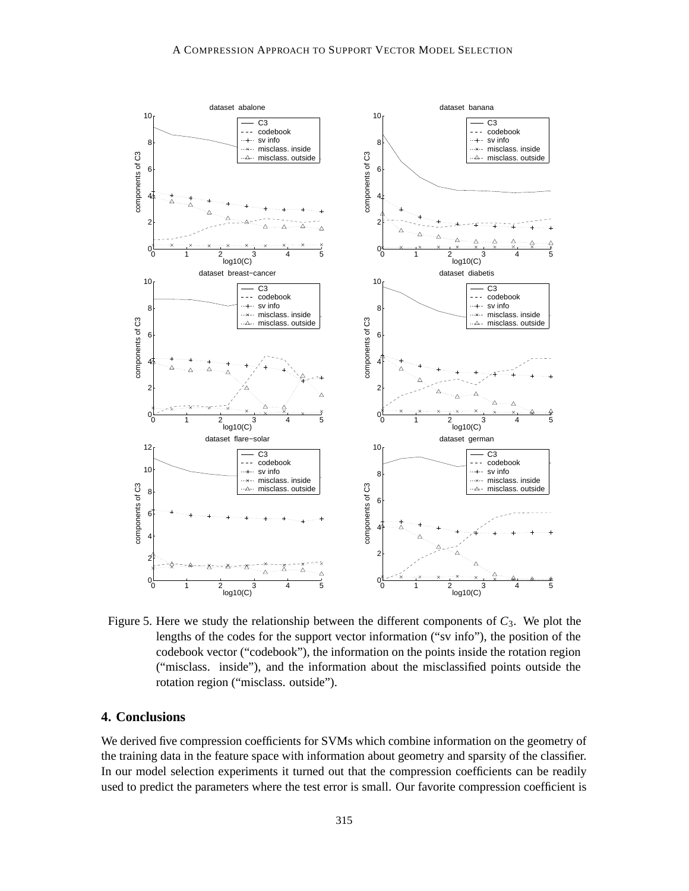Figure 5. Here we study the relationship between the different components of $C_3$. We plot the lengths of the codes for the support vector information ("sv info"), the position of the codebook vector ("codebook"), the information on the points inside the rotation region ("misclass. inside"), and the information about the misclassified points outside the rotation region ("misclass. outside").

## 4. Conclusions

We derived five compression coefficients for SVMs which combine information on the geometry of the training data in the feature space with information about geometry and sparsity of the classifier. In our model selection experiments it turned out that the compression coefficients can be readily used to predict the parameters where the test error is small. Our favorite compression coefficient is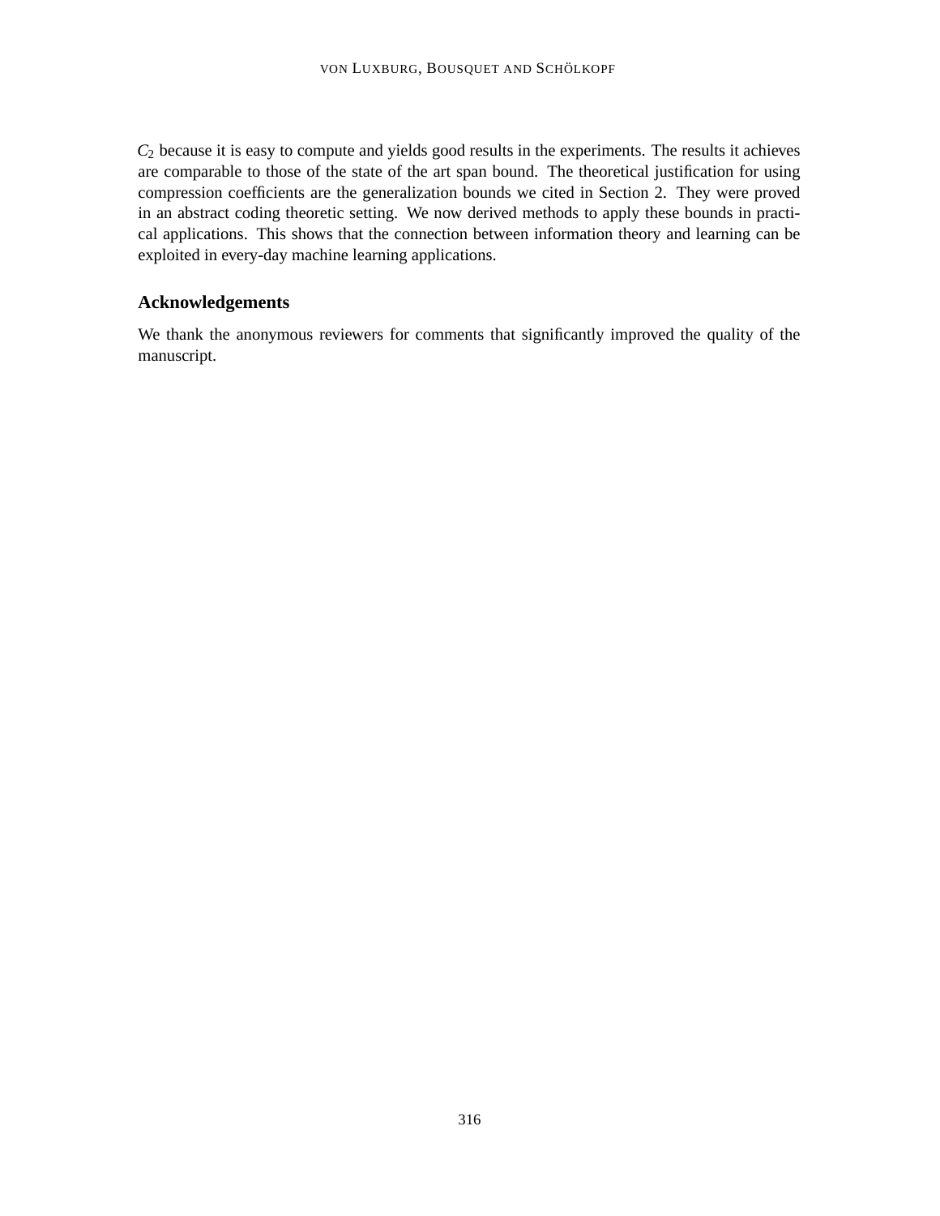$C_2$ because it is easy to compute and yields good results in the experiments. The results it achieves are comparable to those of the state of the art span bound. The theoretical justification for using compression coefficients are the generalization bounds we cited in Section 2. They were proved in an abstract coding theoretic setting. We now derived methods to apply these bounds in practical applications. This shows that the connection between information theory and learning can be exploited in every-day machine learning applications.

## Acknowledgements

We thank the anonymous reviewers for comments that significantly improved the quality of the manuscript.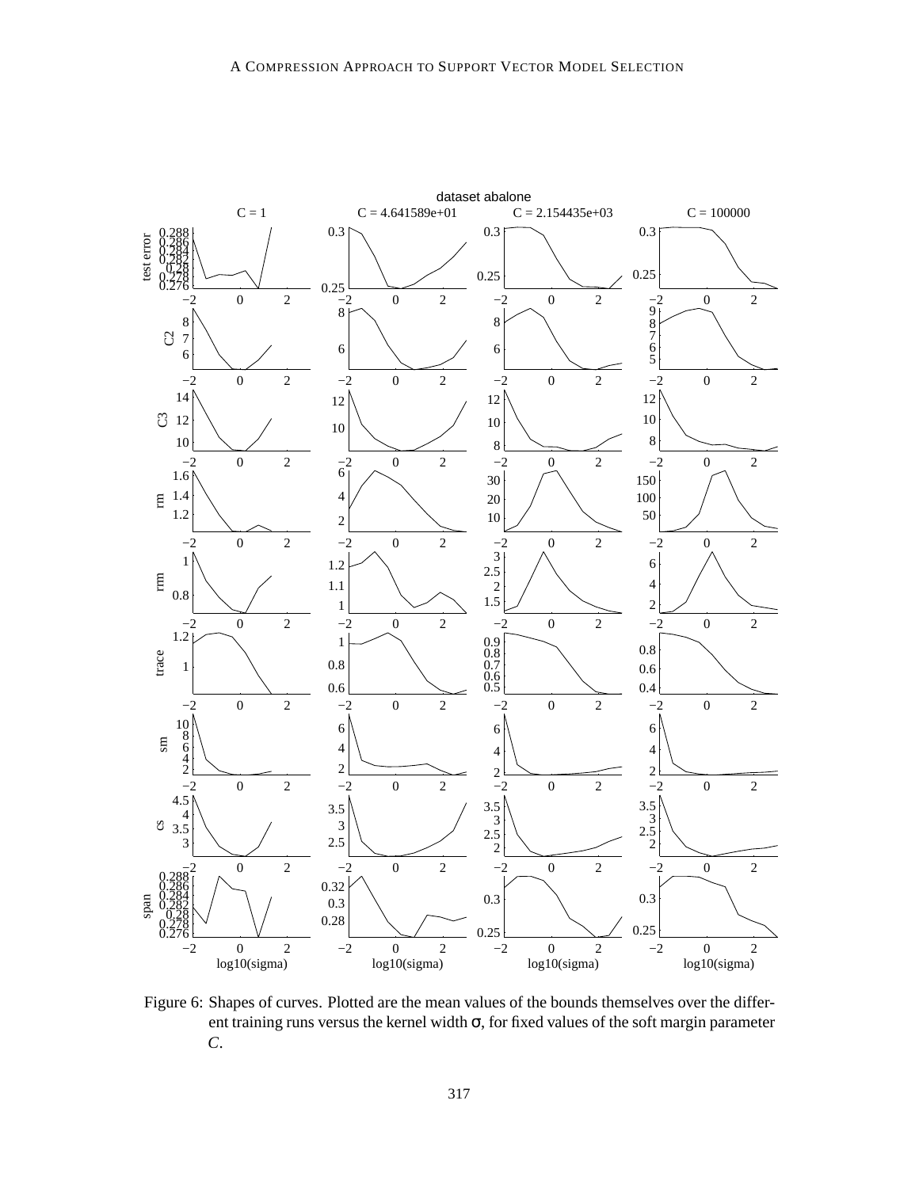Figure 6: Shapes of curves. Plotted are the mean values of the bounds themselves over the different training runs versus the kernel width $\sigma$, for fixed values of the soft margin parameter $C$.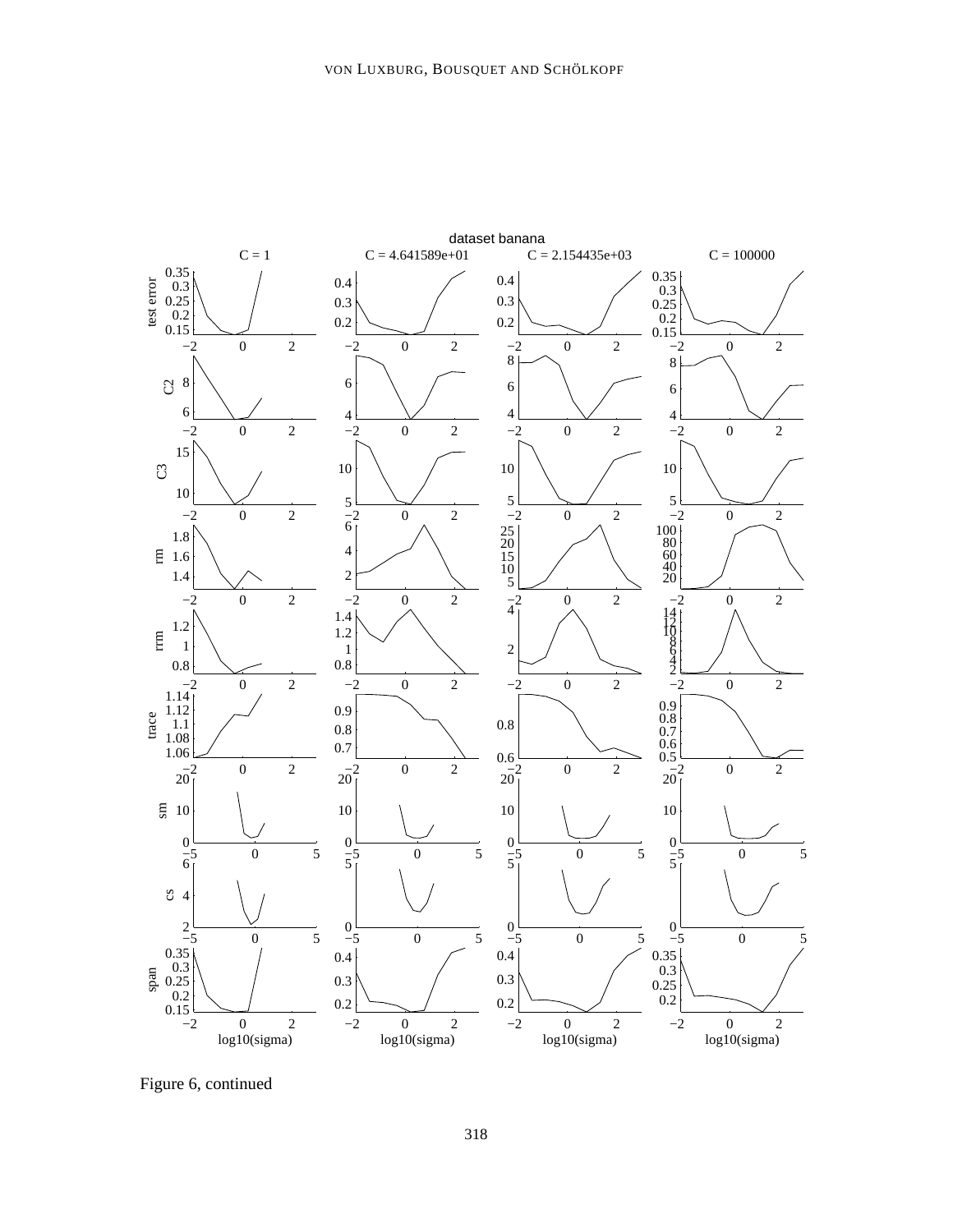Figure 6, continued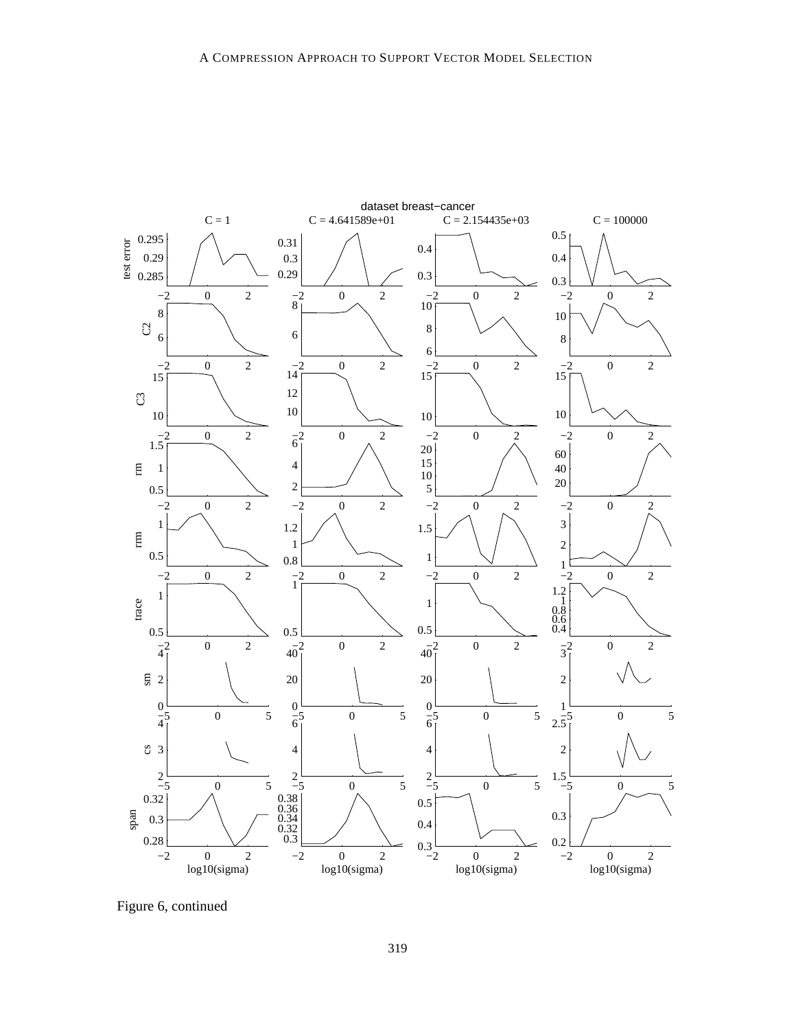Figure 6, continued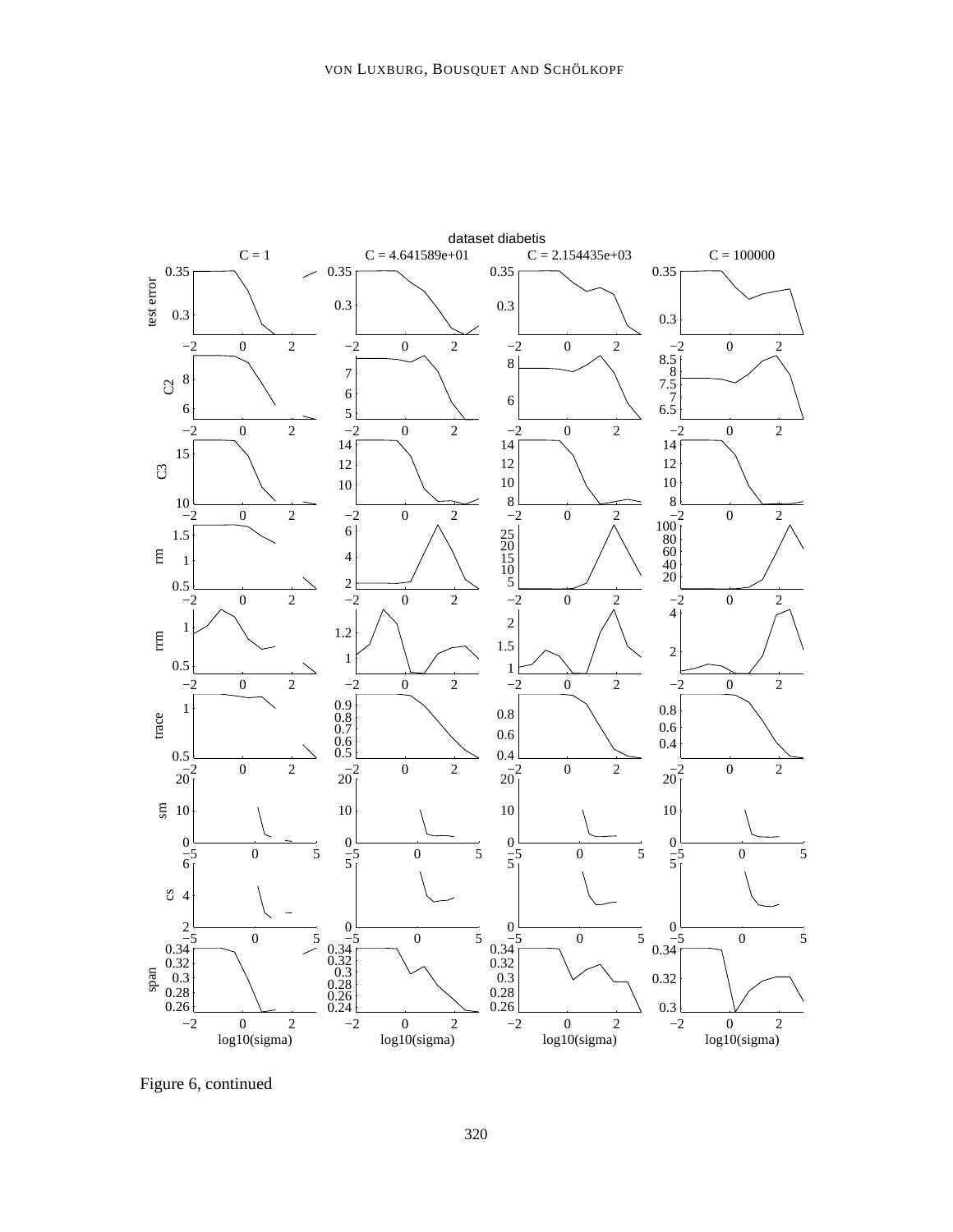Figure 6, continued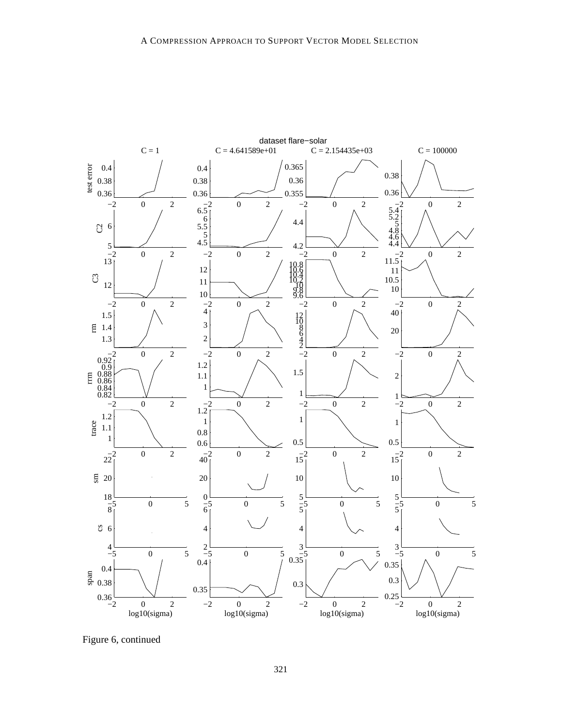Figure 6, continued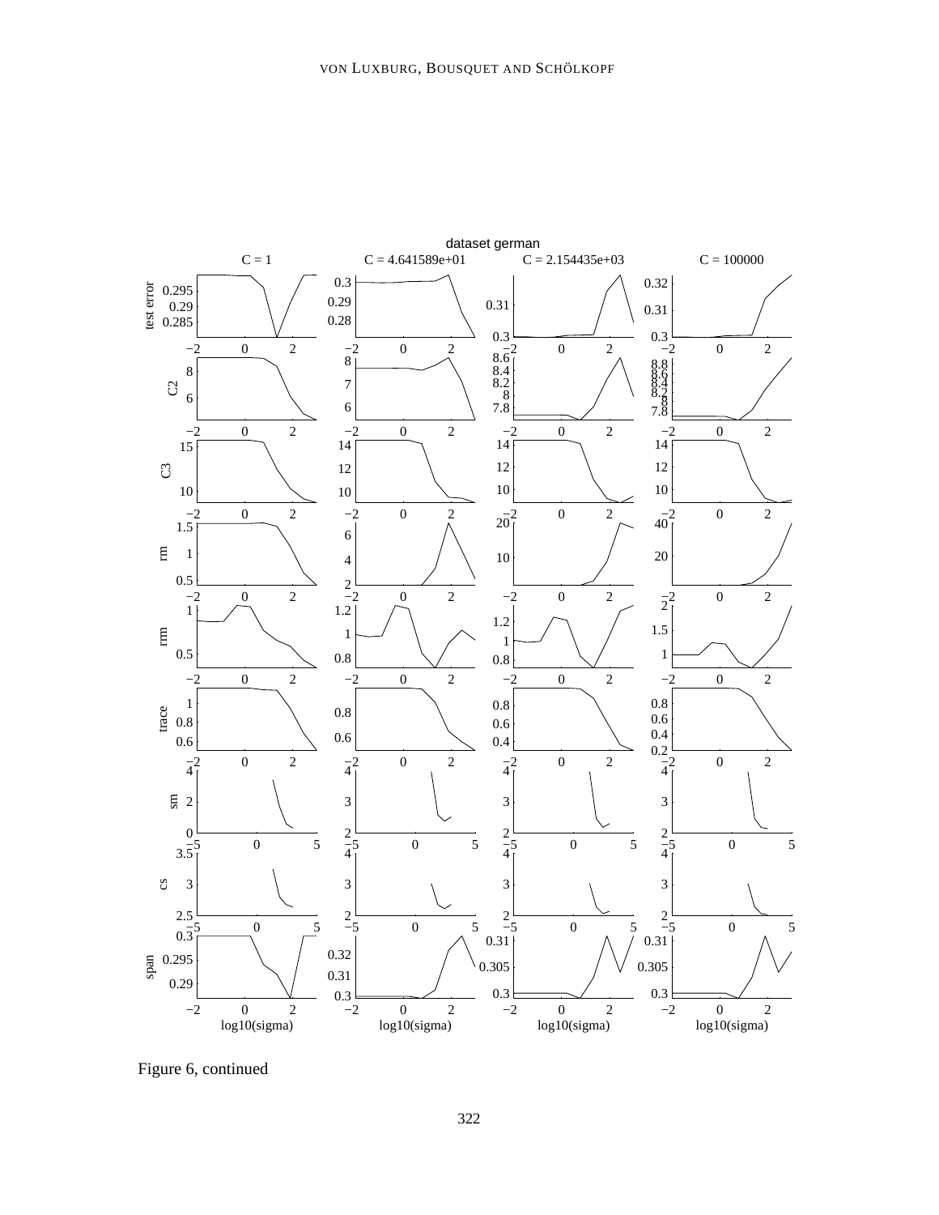Figure 6, continued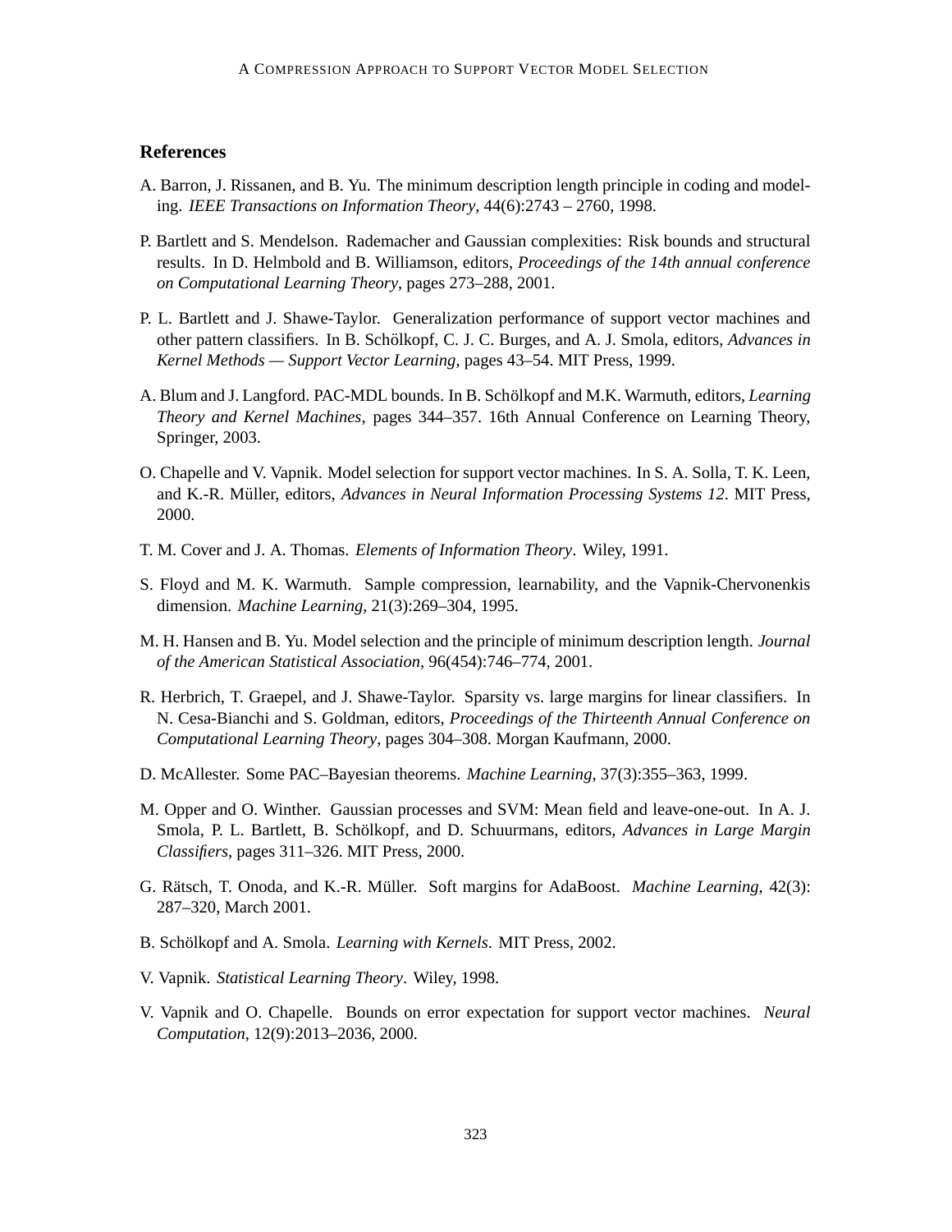## References

A. Barron, J. Rissanen, and B. Yu. The minimum description length principle in coding and modeling. *IEEE Transactions on Information Theory*, 44(6):2743 – 2760, 1998.

P. Bartlett and S. Mendelson. Rademacher and Gaussian complexities: Risk bounds and structural results. In D. Helmbold and B. Williamson, editors, *Proceedings of the 14th annual conference on Computational Learning Theory*, pages 273–288, 2001.

P. L. Bartlett and J. Shawe-Taylor. Generalization performance of support vector machines and other pattern classifiers. In B. Schölkopf, C. J. C. Burges, and A. J. Smola, editors, *Advances in Kernel Methods — Support Vector Learning*, pages 43–54. MIT Press, 1999.

A. Blum and J. Langford. PAC-MDL bounds. In B. Schölkopf and M.K. Warmuth, editors, *Learning Theory and Kernel Machines*, pages 344–357. 16th Annual Conference on Learning Theory, Springer, 2003.

O. Chapelle and V. Vapnik. Model selection for support vector machines. In S. A. Solla, T. K. Leen, and K.-R. Müller, editors, *Advances in Neural Information Processing Systems 12*. MIT Press, 2000.

T. M. Cover and J. A. Thomas. *Elements of Information Theory*. Wiley, 1991.

S. Floyd and M. K. Warmuth. Sample compression, learnability, and the Vapnik-Chervonenkis dimension. *Machine Learning*, 21(3):269–304, 1995.

M. H. Hansen and B. Yu. Model selection and the principle of minimum description length. *Journal of the American Statistical Association*, 96(454):746–774, 2001.

R. Herbrich, T. Graepel, and J. Shawe-Taylor. Sparsity vs. large margins for linear classifiers. In N. Cesa-Bianchi and S. Goldman, editors, *Proceedings of the Thirteenth Annual Conference on Computational Learning Theory*, pages 304–308. Morgan Kaufmann, 2000.

D. McAllester. Some PAC–Bayesian theorems. *Machine Learning*, 37(3):355–363, 1999.

M. Opper and O. Winther. Gaussian processes and SVM: Mean field and leave-one-out. In A. J. Smola, P. L. Bartlett, B. Schölkopf, and D. Schuurmans, editors, *Advances in Large Margin Classifiers*, pages 311–326. MIT Press, 2000.

G. Rätsch, T. Onoda, and K.-R. Müller. Soft margins for AdaBoost. *Machine Learning*, 42(3): 287–320, March 2001.

B. Schölkopf and A. Smola. *Learning with Kernels*. MIT Press, 2002.

V. Vapnik. *Statistical Learning Theory*. Wiley, 1998.

V. Vapnik and O. Chapelle. Bounds on error expectation for support vector machines. *Neural Computation*, 12(9):2013–2036, 2000.